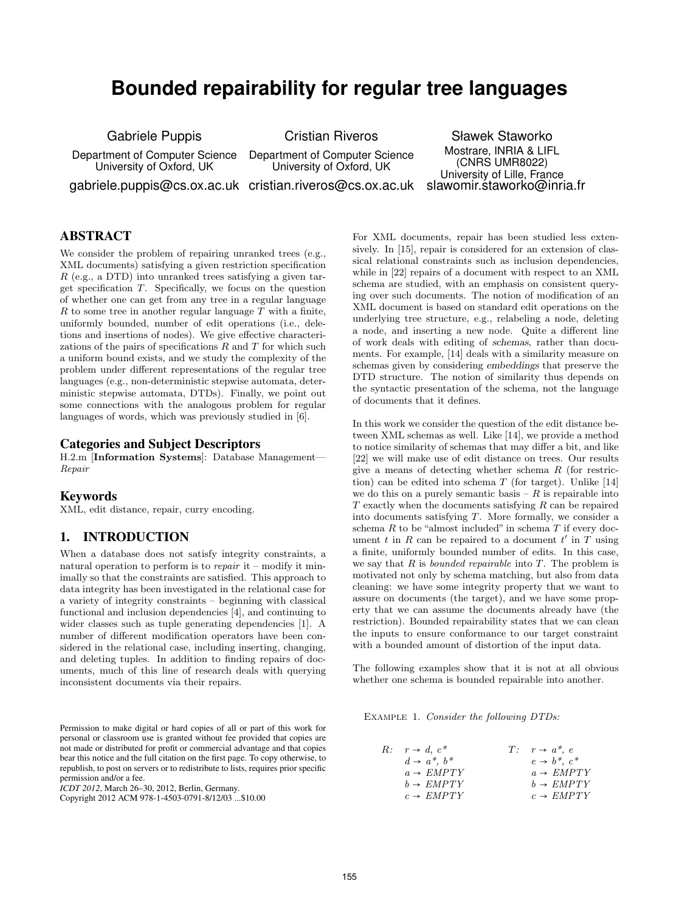# Bounded repairability for regular tree languages

Gabriele Puppis
Department of Computer Science
University of Oxford, UK
gabriele.puppis@cs.ox.ac.uk

Cristian Riveros
Department of Computer Science
University of Oxford, UK
cristian.riveros@cs.ox.ac.uk

Sławek Staworko
Mostrare, INRIA & LIFL
(CNRS UMR8022)
University of Lille, France
slawomir.staworko@inria.fr

## ABSTRACT

We consider the problem of repairing unranked trees (e.g., XML documents) satisfying a given restriction specification $R$ (e.g., a DTD) into unranked trees satisfying a given target specification $T$. Specifically, we focus on the question of whether one can get from any tree in a regular language $R$ to some tree in another regular language $T$ with a finite, uniformly bounded, number of edit operations (i.e., deletions and insertions of nodes). We give effective characterizations of the pairs of specifications $R$ and $T$ for which such a uniform bound exists, and we study the complexity of the problem under different representations of the regular tree languages (e.g., non-deterministic stepwise automata, deterministic stepwise automata, DTDs). Finally, we point out some connections with the analogous problem for regular languages of words, which was previously studied in [6].

### Categories and Subject Descriptors

H.2.m [**Information Systems**]: Database Management—*Repair*

### Keywords

XML, edit distance, repair, curry encoding.

## 1. INTRODUCTION

When a database does not satisfy integrity constraints, a natural operation to perform is to *repair* it – modify it minimally so that the constraints are satisfied. This approach to data integrity has been investigated in the relational case for a variety of integrity constraints – beginning with classical functional and inclusion dependencies [4], and continuing to wider classes such as tuple generating dependencies [1]. A number of different modification operators have been considered in the relational case, including inserting, changing, and deleting tuples. In addition to finding repairs of documents, much of this line of research deals with querying inconsistent documents via their repairs.

For XML documents, repair has been studied less extensively. In [15], repair is considered for an extension of classical relational constraints such as inclusion dependencies, while in [22] repairs of a document with respect to an XML schema are studied, with an emphasis on consistent querying over such documents. The notion of modification of an XML document is based on standard edit operations on the underlying tree structure, e.g., relabeling a node, deleting a node, and inserting a new node. Quite a different line of work deals with editing of *schemas*, rather than documents. For example, [14] deals with a similarity measure on schemas given by considering *embeddings* that preserve the DTD structure. The notion of similarity thus depends on the syntactic presentation of the schema, not the language of documents that it defines.

In this work we consider the question of the edit distance between XML schemas as well. Like [14], we provide a method to notice similarity of schemas that may differ a bit, and like [22] we will make use of edit distance on trees. Our results give a means of detecting whether schema $R$ (for restriction) can be edited into schema $T$ (for target). Unlike [14] we do this on a purely semantic basis – $R$ is repairable into $T$ exactly when the documents satisfying $R$ can be repaired into documents satisfying $T$. More formally, we consider a schema $R$ to be "almost included" in schema $T$ if every document $t$ in $R$ can be repaired to a document $t'$ in $T$ using a finite, uniformly bounded number of edits. In this case, we say that $R$ is *bounded repairable* into $T$. The problem is motivated not only by schema matching, but also from data cleaning: we have some integrity property that we want to assure on documents (the target), and we have some property that we can assume the documents already have (the restriction). Bounded repairability states that we can clean the inputs to ensure conformance to our target constraint with a bounded amount of distortion of the input data.

The following examples show that it is not at all obvious whether one schema is bounded repairable into another.

EXAMPLE 1. *Consider the following DTDs:*

$$
\begin{array}{llll}
R: & r \rightarrow d,\, c^* & \quad T: & r \rightarrow a^*,\, e \\
 & d \rightarrow a^*,\, b^* & & e \rightarrow b^*,\, c^* \\
 & a \rightarrow EMPTY & & a \rightarrow EMPTY \\
 & b \rightarrow EMPTY & & b \rightarrow EMPTY \\
 & c \rightarrow EMPTY & & c \rightarrow EMPTY
\end{array}
$$

Permission to make digital or hard copies of all or part of this work for personal or classroom use is granted without fee provided that copies are not made or distributed for profit or commercial advantage and that copies bear this notice and the full citation on the first page. To copy otherwise, to republish, to post on servers or to redistribute to lists, requires prior specific permission and/or a fee.
*ICDT 2012*, March 26–30, 2012, Berlin, Germany.
Copyright 2012 ACM 978-1-4503-0791-8/12/03 ...$10.00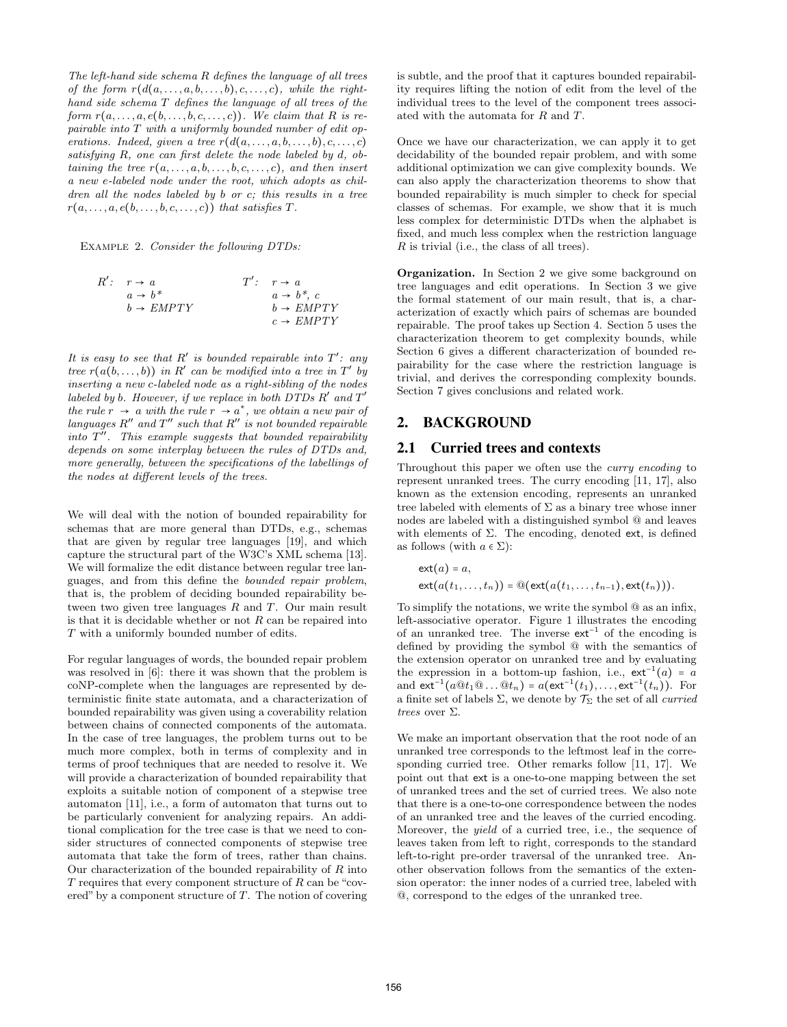*The left-hand side schema $R$ defines the language of all trees of the form $r(d(a,\ldots,a,b,\ldots,b),c,\ldots,c)$, while the right-hand side schema $T$ defines the language of all trees of the form $r(a,\ldots,a,e(b,\ldots,b,c,\ldots,c))$. We claim that $R$ is repairable into $T$ with a uniformly bounded number of edit operations. Indeed, given a tree $r(d(a,\ldots,a,b,\ldots,b),c,\ldots,c)$ satisfying $R$, one can first delete the node labeled by $d$, obtaining the tree $r(a,\ldots,a,b,\ldots,b,c,\ldots,c)$, and then insert a new $e$-labeled node under the root, which adopts as children all the nodes labeled by $b$ or $c$; this results in a tree $r(a,\ldots,a,e(b,\ldots,b,c,\ldots,c))$ that satisfies $T$.*

EXAMPLE 2. *Consider the following DTDs:*

$R'$: $r \to a$, $a \to b^*$, $b \to EMPTY$

$T'$: $r \to a$, $a \to b^*,\ c$, $b \to EMPTY$, $c \to EMPTY$

*It is easy to see that $R'$ is bounded repairable into $T'$: any tree $r(a(b,\ldots,b))$ in $R'$ can be modified into a tree in $T'$ by inserting a new $c$-labeled node as a right-sibling of the nodes labeled by $b$. However, if we replace in both DTDs $R'$ and $T'$ the rule $r \to a$ with the rule $r \to a^*$, we obtain a new pair of languages $R''$ and $T''$ such that $R''$ is not bounded repairable into $T''$. This example suggests that bounded repairability depends on some interplay between the rules of DTDs and, more generally, between the specifications of the labellings of the nodes at different levels of the trees.*

We will deal with the notion of bounded repairability for schemas that are more general than DTDs, e.g., schemas that are given by regular tree languages [19], and which capture the structural part of the W3C's XML schema [13]. We will formalize the edit distance between regular tree languages, and from this define the *bounded repair problem*, that is, the problem of deciding bounded repairability between two given tree languages $R$ and $T$. Our main result is that it is decidable whether or not $R$ can be repaired into $T$ with a uniformly bounded number of edits.

For regular languages of words, the bounded repair problem was resolved in [6]: there it was shown that the problem is coNP-complete when the languages are represented by deterministic finite state automata, and a characterization of bounded repairability was given using a coverability relation between chains of connected components of the automata. In the case of tree languages, the problem turns out to be much more complex, both in terms of complexity and in terms of proof techniques that are needed to resolve it. We will provide a characterization of bounded repairability that exploits a suitable notion of component of a stepwise tree automaton [11], i.e., a form of automaton that turns out to be particularly convenient for analyzing repairs. An additional complication for the tree case is that we need to consider structures of connected components of stepwise tree automata that take the form of trees, rather than chains. Our characterization of the bounded repairability of $R$ into $T$ requires that every component structure of $R$ can be "covered" by a component structure of $T$. The notion of covering is subtle, and the proof that it captures bounded repairability requires lifting the notion of edit from the level of the individual trees to the level of the component trees associated with the automata for $R$ and $T$.

Once we have our characterization, we can apply it to get decidability of the bounded repair problem, and with some additional optimization we can give complexity bounds. We can also apply the characterization theorems to show that bounded repairability is much simpler to check for special classes of schemas. For example, we show that it is much less complex for deterministic DTDs when the alphabet is fixed, and much less complex when the restriction language $R$ is trivial (i.e., the class of all trees).

**Organization.** In Section 2 we give some background on tree languages and edit operations. In Section 3 we give the formal statement of our main result, that is, a characterization of exactly which pairs of schemas are bounded repairable. The proof takes up Section 4. Section 5 uses the characterization theorem to get complexity bounds, while Section 6 gives a different characterization of bounded repairability for the case where the restriction language is trivial, and derives the corresponding complexity bounds. Section 7 gives conclusions and related work.

## 2. BACKGROUND

### 2.1 Curried trees and contexts

Throughout this paper we often use the *curry encoding* to represent unranked trees. The curry encoding [11, 17], also known as the extension encoding, represents an unranked tree labeled with elements of $\Sigma$ as a binary tree whose inner nodes are labeled with a distinguished symbol @ and leaves with elements of $\Sigma$. The encoding, denoted $\mathsf{ext}$, is defined as follows (with $a \in \Sigma$):

$$\mathsf{ext}(a) = a,$$
$$\mathsf{ext}(a(t_1,\ldots,t_n)) = @(\mathsf{ext}(a(t_1,\ldots,t_{n-1}),\mathsf{ext}(t_n))).$$

To simplify the notations, we write the symbol @ as an infix, left-associative operator. Figure 1 illustrates the encoding of an unranked tree. The inverse $\mathsf{ext}^{-1}$ of the encoding is defined by providing the symbol @ with the semantics of the extension operator on unranked tree and by evaluating the expression in a bottom-up fashion, i.e., $\mathsf{ext}^{-1}(a) = a$ and $\mathsf{ext}^{-1}(a@t_1@\ldots@t_n) = a(\mathsf{ext}^{-1}(t_1),\ldots,\mathsf{ext}^{-1}(t_n))$. For a finite set of labels $\Sigma$, we denote by $\mathcal{T}_\Sigma$ the set of all *curried trees* over $\Sigma$.

We make an important observation that the root node of an unranked tree corresponds to the leftmost leaf in the corresponding curried tree. Other remarks follow [11, 17]. We point out that $\mathsf{ext}$ is a one-to-one mapping between the set of unranked trees and the set of curried trees. We also note that there is a one-to-one correspondence between the nodes of an unranked tree and the leaves of the curried encoding. Moreover, the *yield* of a curried tree, i.e., the sequence of leaves taken from left to right, corresponds to the standard left-to-right pre-order traversal of the unranked tree. Another observation follows from the semantics of the extension operator: the inner nodes of a curried tree, labeled with @, correspond to the edges of the unranked tree.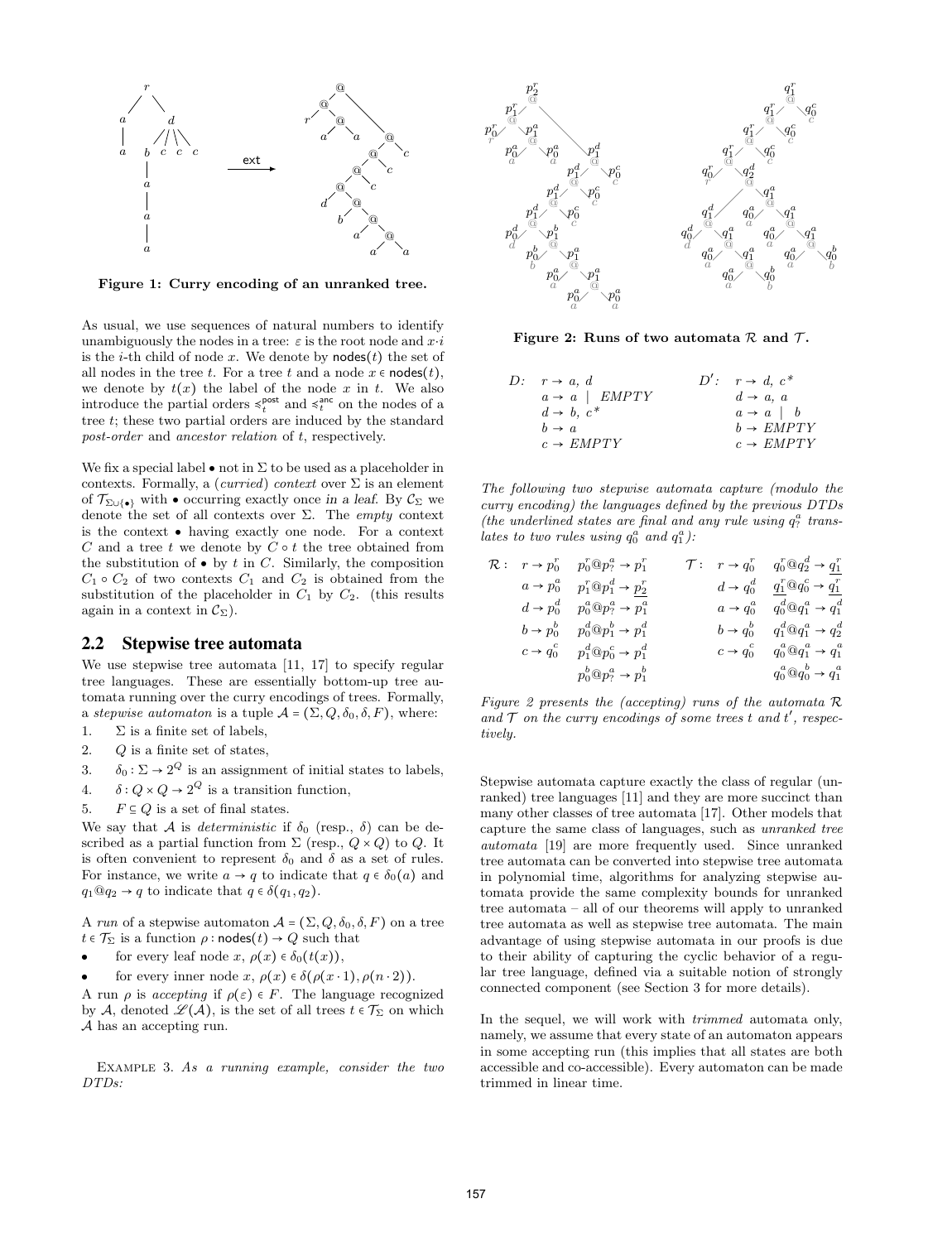**Figure 1: Curry encoding of an unranked tree.**

As usual, we use sequences of natural numbers to identify unambiguously the nodes in a tree: $\varepsilon$ is the root node and $x \cdot i$ is the $i$-th child of node $x$. We denote by $\mathsf{nodes}(t)$ the set of all nodes in the tree $t$. For a tree $t$ and a node $x \in \mathsf{nodes}(t)$, we denote by $t(x)$ the label of the node $x$ in $t$. We also introduce the partial orders $\preccurlyeq_t^{\mathsf{post}}$ and $\preccurlyeq_t^{\mathsf{anc}}$ on the nodes of a tree $t$; these two partial orders are induced by the standard *post-order* and *ancestor relation* of $t$, respectively.

We fix a special label $\bullet$ not in $\Sigma$ to be used as a placeholder in contexts. Formally, a (*curried*) *context* over $\Sigma$ is an element of $\mathcal{T}_{\Sigma \cup \{\bullet\}}$ with $\bullet$ occurring exactly once in a leaf. By $\mathcal{C}_\Sigma$ we denote the set of all contexts over $\Sigma$. The *empty* context is the context $\bullet$ having exactly one node. For a context $C$ and a tree $t$ we denote by $C \circ t$ the tree obtained from the substitution of $\bullet$ by $t$ in $C$. Similarly, the composition $C_1 \circ C_2$ of two contexts $C_1$ and $C_2$ is obtained from the substitution of the placeholder in $C_1$ by $C_2$. (this results again in a context in $\mathcal{C}_\Sigma$).

## 2.2 Stepwise tree automata

We use stepwise tree automata [11, 17] to specify regular tree languages. These are essentially bottom-up tree automata running over the curry encodings of trees. Formally, a *stepwise automaton* is a tuple $\mathcal{A} = (\Sigma, Q, \delta_0, \delta, F)$, where:

1. $\Sigma$ is a finite set of labels,
2. $Q$ is a finite set of states,
3. $\delta_0 : \Sigma \to 2^Q$ is an assignment of initial states to labels,
4. $\delta : Q \times Q \to 2^Q$ is a transition function,
5. $F \subseteq Q$ is a set of final states.

We say that $\mathcal{A}$ is *deterministic* if $\delta_0$ (resp., $\delta$) can be described as a partial function from $\Sigma$ (resp., $Q \times Q$) to $Q$. It is often convenient to represent $\delta_0$ and $\delta$ as a set of rules. For instance, we write $a \to q$ to indicate that $q \in \delta_0(a)$ and $q_1 @ q_2 \to q$ to indicate that $q \in \delta(q_1, q_2)$.

A *run* of a stepwise automaton $\mathcal{A} = (\Sigma, Q, \delta_0, \delta, F)$ on a tree $t \in \mathcal{T}_\Sigma$ is a function $\rho : \mathsf{nodes}(t) \to Q$ such that

- for every leaf node $x$, $\rho(x) \in \delta_0(t(x))$,
- for every inner node $x$, $\rho(x) \in \delta(\rho(x \cdot 1), \rho(n \cdot 2))$.

A run $\rho$ is *accepting* if $\rho(\varepsilon) \in F$. The language recognized by $\mathcal{A}$, denoted $\mathscr{L}(\mathcal{A})$, is the set of all trees $t \in \mathcal{T}_\Sigma$ on which $\mathcal{A}$ has an accepting run.

Example 3. *As a running example, consider the two DTDs:*

**Figure 2: Runs of two automata $\mathcal{R}$ and $\mathcal{T}$.**

| $D$: | | $D'$: | |
|---|---|---|---|
| $r \to a,\ d$ | | $r \to d,\ c*$ | |
| $a \to a \mid EMPTY$ | | $d \to a,\ a$ | |
| $d \to b,\ c*$ | | $a \to a \mid b$ | |
| $b \to a$ | | $b \to EMPTY$ | |
| $c \to EMPTY$ | | $c \to EMPTY$ | |

*The following two stepwise automata capture (modulo the curry encoding) the languages defined by the previous DTDs (the underlined states are final and any rule using $q_?^a$ translates to two rules using $q_0^a$ and $q_1^a$):*

| $\mathcal{R}$: | | | $\mathcal{T}$: | | |
|---|---|---|---|---|---|
| | $r \to p_0^r$ | $p_0^r @ p_?^a \to p_1^r$ | | $r \to q_0^r$ | $q_0^r @ q_2^d \to \underline{q_1^r}$ |
| | $a \to p_0^a$ | $p_1^r @ p_1^d \to \underline{p_2^r}$ | | $d \to q_0^d$ | $\underline{q_1^r} @ q_0^c \to \underline{q_1^r}$ |
| | $d \to p_0^d$ | $p_0^a @ p_?^a \to p_1^a$ | | $a \to q_0^a$ | $q_0^d @ q_1^a \to q_1^d$ |
| | $b \to p_0^b$ | $p_0^d @ p_1^b \to p_1^d$ | | $b \to q_0^b$ | $q_1^d @ q_1^a \to q_2^d$ |
| | $c \to q_0^c$ | $p_1^d @ p_0^c \to p_1^d$ | | $c \to q_0^c$ | $q_0^a @ q_1^a \to q_1^a$ |
| | | $p_0^b @ p_?^a \to p_1^b$ | | | $q_0^a @ q_0^b \to q_1^a$ |

*Figure 2 presents the (accepting) runs of the automata $\mathcal{R}$ and $\mathcal{T}$ on the curry encodings of some trees $t$ and $t'$, respectively.*

Stepwise automata capture exactly the class of regular (unranked) tree languages [11] and they are more succinct than many other classes of tree automata [17]. Other models that capture the same class of languages, such as *unranked tree automata* [19] are more frequently used. Since unranked tree automata can be converted into stepwise tree automata in polynomial time, algorithms for analyzing stepwise automata provide the same complexity bounds for unranked tree automata – all of our theorems will apply to unranked tree automata as well as stepwise tree automata. The main advantage of using stepwise automata in our proofs is due to their ability of capturing the cyclic behavior of a regular tree language, defined via a suitable notion of strongly connected component (see Section 3 for more details).

In the sequel, we will work with *trimmed* automata only, namely, we assume that every state of an automaton appears in some accepting run (this implies that all states are both accessible and co-accessible). Every automaton can be made trimmed in linear time.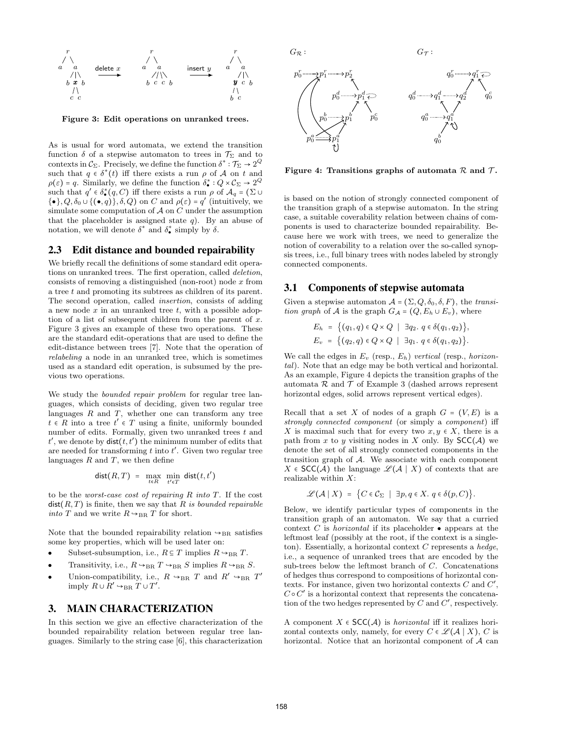Figure 3: Edit operations on unranked trees.

As is usual for word automata, we extend the transition function $\delta$ of a stepwise automaton to trees in $\mathcal{T}_\Sigma$ and to contexts in $\mathcal{C}_\Sigma$. Precisely, we define the function $\delta^* : \mathcal{T}_\Sigma \to 2^Q$ such that $q \in \delta^*(t)$ iff there exists a run $\rho$ of $\mathcal{A}$ on $t$ and $\rho(\varepsilon) = q$. Similarly, we define the function $\delta^*_\bullet : Q \times \mathcal{C}_\Sigma \to 2^Q$ such that $q' \in \delta^*_\bullet(q, C)$ iff there exists a run $\rho$ of $\mathcal{A}_q = (\Sigma \cup \{\bullet\}, Q, \delta_0 \cup \{(\bullet, q)\}, \delta, Q)$ on $C$ and $\rho(\varepsilon) = q'$ (intuitively, we simulate some computation of $\mathcal{A}$ on $C$ under the assumption that the placeholder is assigned state $q$). By an abuse of notation, we will denote $\delta^*$ and $\delta^*_\bullet$ simply by $\delta$.

## 2.3 Edit distance and bounded repairability

We briefly recall the definitions of some standard edit operations on unranked trees. The first operation, called *deletion*, consists of removing a distinguished (non-root) node $x$ from a tree $t$ and promoting its subtrees as children of its parent. The second operation, called *insertion*, consists of adding a new node $x$ in an unranked tree $t$, with a possible adoption of a list of subsequent children from the parent of $x$. Figure 3 gives an example of these two operations. These are the standard edit-operations that are used to define the edit-distance between trees [7]. Note that the operation of *relabeling* a node in an unranked tree, which is sometimes used as a standard edit operation, is subsumed by the previous two operations.

We study the *bounded repair problem* for regular tree languages, which consists of deciding, given two regular tree languages $R$ and $T$, whether one can transform any tree $t \in R$ into a tree $t' \in T$ using a finite, uniformly bounded number of edits. Formally, given two unranked trees $t$ and $t'$, we denote by $\mathsf{dist}(t, t')$ the minimum number of edits that are needed for transforming $t$ into $t'$. Given two regular tree languages $R$ and $T$, we then define

$$\mathsf{dist}(R, T) \;=\; \max_{t \in R} \; \min_{t' \in T} \; \mathsf{dist}(t, t')$$

to be the *worst-case cost of repairing $R$ into $T$*. If the cost $\mathsf{dist}(R, T)$ is finite, then we say that $R$ *is bounded repairable into* $T$ and we write $R \hookrightarrow_{\mathrm{BR}} T$ for short.

Note that the bounded repairability relation $\hookrightarrow_{\mathrm{BR}}$ satisfies some key properties, which will be used later on:

- Subset-subsumption, i.e., $R \subseteq T$ implies $R \hookrightarrow_{\mathrm{BR}} T$.
- Transitivity, i.e., $R \hookrightarrow_{\mathrm{BR}} T \hookrightarrow_{\mathrm{BR}} S$ implies $R \hookrightarrow_{\mathrm{BR}} S$.
- Union-compatibility, i.e., $R \hookrightarrow_{\mathrm{BR}} T$ and $R' \hookrightarrow_{\mathrm{BR}} T'$ imply $R \cup R' \hookrightarrow_{\mathrm{BR}} T \cup T'$.

# 3. MAIN CHARACTERIZATION

In this section we give an effective characterization of the bounded repairability relation between regular tree languages. Similarly to the string case [6], this characterization is based on the notion of strongly connected component of the transition graph of a stepwise automaton. In the string case, a suitable coverability relation between chains of components is used to characterize bounded repairability. Because here we work with trees, we need to generalize the notion of coverability to a relation over the so-called synopsis trees, i.e., full binary trees with nodes labeled by strongly connected components.

Figure 4: Transitions graphs of automata $\mathcal{R}$ and $\mathcal{T}$.

## 3.1 Components of stepwise automata

Given a stepwise automaton $\mathcal{A} = (\Sigma, Q, \delta_0, \delta, F)$, the *transition graph* of $\mathcal{A}$ is the graph $G_\mathcal{A} = (Q, E_h \cup E_v)$, where

$$E_h \;=\; \big\{(q_1, q) \in Q \times Q \;\mid\; \exists q_2.\; q \in \delta(q_1, q_2)\big\},$$
$$E_v \;=\; \big\{(q_2, q) \in Q \times Q \;\mid\; \exists q_1.\; q \in \delta(q_1, q_2)\big\}.$$

We call the edges in $E_v$ (resp., $E_h$) *vertical* (resp., *horizontal*). Note that an edge may be both vertical and horizontal. As an example, Figure 4 depicts the transition graphs of the automata $\mathcal{R}$ and $\mathcal{T}$ of Example 3 (dashed arrows represent horizontal edges, solid arrows represent vertical edges).

Recall that a set $X$ of nodes of a graph $G = (V, E)$ is a *strongly connected component* (or simply a *component*) iff $X$ is maximal such that for every two $x, y \in X$, there is a path from $x$ to $y$ visiting nodes in $X$ only. By $\mathsf{SCC}(\mathcal{A})$ we denote the set of all strongly connected components in the transition graph of $\mathcal{A}$. We associate with each component $X \in \mathsf{SCC}(\mathcal{A})$ the language $\mathscr{L}(\mathcal{A} \mid X)$ of contexts that are realizable within $X$:

$$\mathscr{L}(\mathcal{A} \mid X) \;=\; \big\{C \in \mathcal{C}_\Sigma \;\mid\; \exists p, q \in X.\; q \in \delta(p, C)\big\}.$$

Below, we identify particular types of components in the transition graph of an automaton. We say that a curried context $C$ is *horizontal* if its placeholder $\bullet$ appears at the leftmost leaf (possibly at the root, if the context is a singleton). Essentially, a horizontal context $C$ represents a *hedge*, i.e., a sequence of unranked trees that are encoded by the sub-trees below the leftmost branch of $C$. Concatenations of hedges thus correspond to compositions of horizontal contexts. For instance, given two horizontal contexts $C$ and $C'$, $C \circ C'$ is a horizontal context that represents the concatenation of the two hedges represented by $C$ and $C'$, respectively.

A component $X \in \mathsf{SCC}(\mathcal{A})$ is *horizontal* iff it realizes horizontal contexts only, namely, for every $C \in \mathscr{L}(\mathcal{A} \mid X)$, $C$ is horizontal. Notice that an horizontal component of $\mathcal{A}$ can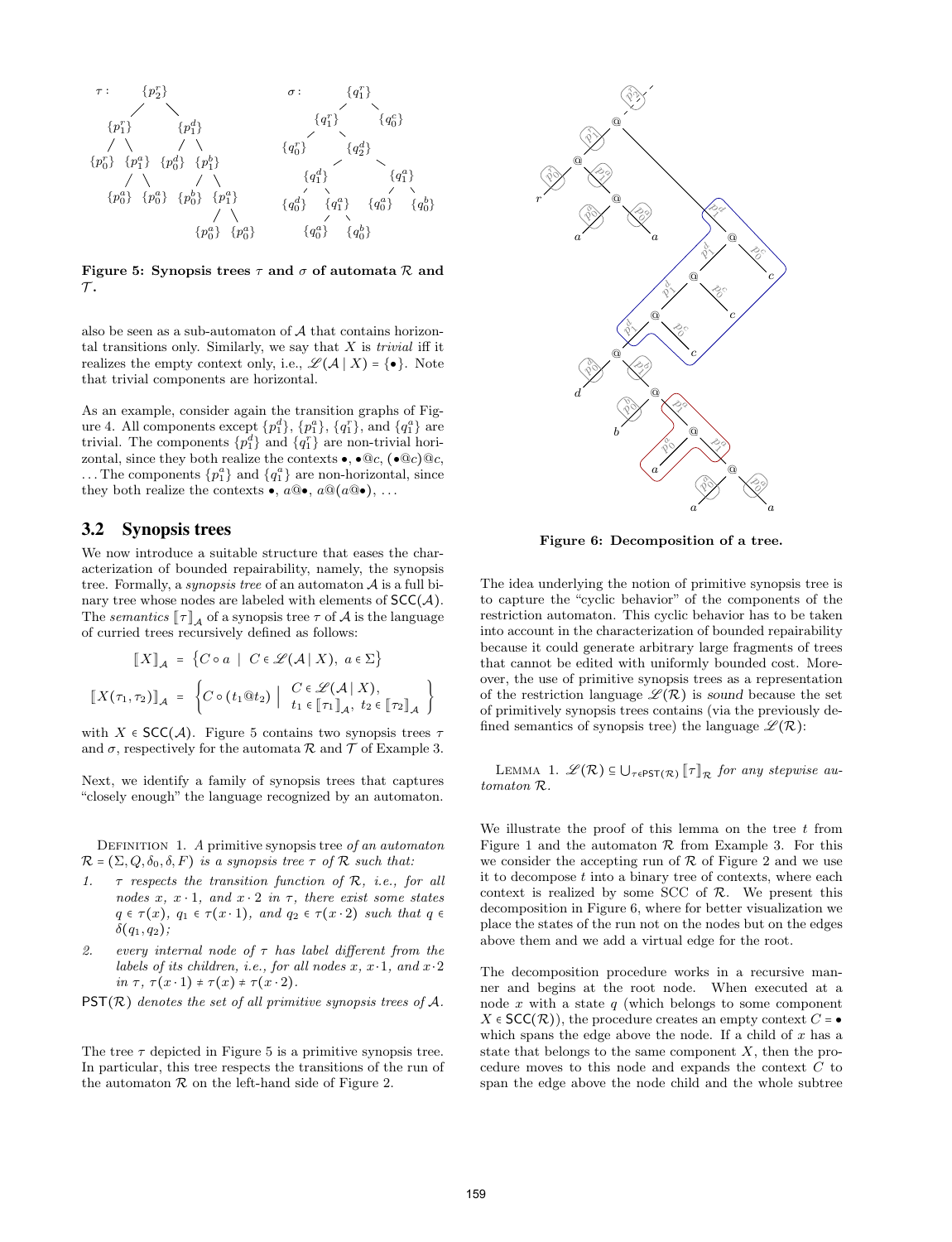**Figure 5: Synopsis trees $\tau$ and $\sigma$ of automata $\mathcal{R}$ and $\mathcal{T}$.**

also be seen as a sub-automaton of $\mathcal{A}$ that contains horizontal transitions only. Similarly, we say that $X$ is *trivial* iff it realizes the empty context only, i.e., $\mathscr{L}(\mathcal{A} \mid X) = \{\bullet\}$. Note that trivial components are horizontal.

As an example, consider again the transition graphs of Figure 4. All components except $\{p_1^d\}$, $\{p_1^a\}$, $\{q_1^r\}$, and $\{q_1^a\}$ are trivial. The components $\{p_1^d\}$ and $\{q_1^r\}$ are non-trivial horizontal, since they both realize the contexts $\bullet$, $\bullet@c$, $(\bullet@c)@c$, ... The components $\{p_1^a\}$ and $\{q_1^a\}$ are non-horizontal, since they both realize the contexts $\bullet$, $a@\bullet$, $a@(a@\bullet)$, ...

## 3.2 Synopsis trees

We now introduce a suitable structure that eases the characterization of bounded repairability, namely, the synopsis tree. Formally, a *synopsis tree* of an automaton $\mathcal{A}$ is a full binary tree whose nodes are labeled with elements of $\mathsf{SCC}(\mathcal{A})$. The *semantics* $[\![\tau]\!]_{\mathcal{A}}$ of a synopsis tree $\tau$ of $\mathcal{A}$ is the language of curried trees recursively defined as follows:

$$[\![X]\!]_{\mathcal{A}} = \{C \circ a \mid C \in \mathscr{L}(\mathcal{A} \mid X),\ a \in \Sigma\}$$

$$[\![X(\tau_1, \tau_2)]\!]_{\mathcal{A}} = \left\{ C \circ (t_1 @ t_2) \;\middle|\; \begin{array}{l} C \in \mathscr{L}(\mathcal{A} \mid X), \\ t_1 \in [\![\tau_1]\!]_{\mathcal{A}},\ t_2 \in [\![\tau_2]\!]_{\mathcal{A}} \end{array} \right\}$$

with $X \in \mathsf{SCC}(\mathcal{A})$. Figure 5 contains two synopsis trees $\tau$ and $\sigma$, respectively for the automata $\mathcal{R}$ and $\mathcal{T}$ of Example 3.

Next, we identify a family of synopsis trees that captures "closely enough" the language recognized by an automaton.

DEFINITION 1. *A* primitive synopsis tree *of an automaton* $\mathcal{R} = (\Sigma, Q, \delta_0, \delta, F)$ *is a synopsis tree* $\tau$ *of* $\mathcal{R}$ *such that:*

1. *$\tau$ respects the transition function of $\mathcal{R}$, i.e., for all nodes $x$, $x\cdot 1$, and $x \cdot 2$ in $\tau$, there exist some states $q \in \tau(x)$, $q_1 \in \tau(x \cdot 1)$, and $q_2 \in \tau(x \cdot 2)$ such that $q \in \delta(q_1, q_2)$;*
2. *every internal node of $\tau$ has label different from the labels of its children, i.e., for all nodes $x$, $x \cdot 1$, and $x \cdot 2$ in $\tau$, $\tau(x \cdot 1) \neq \tau(x) \neq \tau(x \cdot 2)$.*

$\mathsf{PST}(\mathcal{R})$ *denotes the set of all primitive synopsis trees of $\mathcal{A}$.*

The tree $\tau$ depicted in Figure 5 is a primitive synopsis tree. In particular, this tree respects the transitions of the run of the automaton $\mathcal{R}$ on the left-hand side of Figure 2.

**Figure 6: Decomposition of a tree.**

The idea underlying the notion of primitive synopsis tree is to capture the "cyclic behavior" of the components of the restriction automaton. This cyclic behavior has to be taken into account in the characterization of bounded repairability because it could generate arbitrary large fragments of trees that cannot be edited with uniformly bounded cost. Moreover, the use of primitive synopsis trees as a representation of the restriction language $\mathscr{L}(\mathcal{R})$ is *sound* because the set of primitively synopsis trees contains (via the previously defined semantics of synopsis tree) the language $\mathscr{L}(\mathcal{R})$:

LEMMA 1. *$\mathscr{L}(\mathcal{R}) \subseteq \bigcup_{\tau \in \mathsf{PST}(\mathcal{R})} [\![\tau]\!]_{\mathcal{R}}$ for any stepwise automaton $\mathcal{R}$.*

We illustrate the proof of this lemma on the tree $t$ from Figure 1 and the automaton $\mathcal{R}$ from Example 3. For this we consider the accepting run of $\mathcal{R}$ of Figure 2 and we use it to decompose $t$ into a binary tree of contexts, where each context is realized by some SCC of $\mathcal{R}$. We present this decomposition in Figure 6, where for better visualization we place the states of the run not on the nodes but on the edges above them and we add a virtual edge for the root.

The decomposition procedure works in a recursive manner and begins at the root node. When executed at a node $x$ with a state $q$ (which belongs to some component $X \in \mathsf{SCC}(\mathcal{R})$), the procedure creates an empty context $C = \bullet$ which spans the edge above the node. If a child of $x$ has a state that belongs to the same component $X$, then the procedure moves to this node and expands the context $C$ to span the edge above the node child and the whole subtree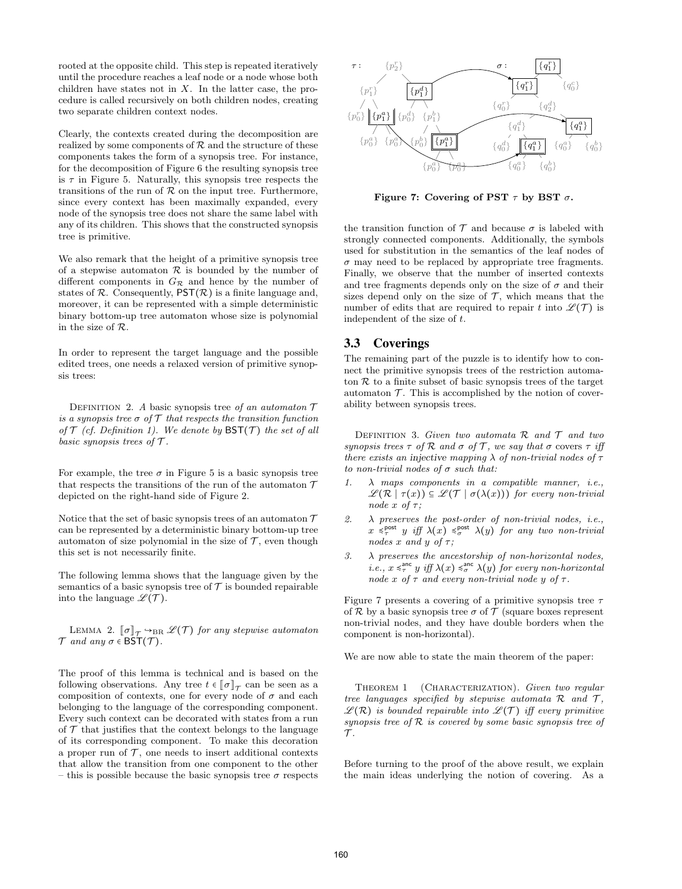rooted at the opposite child. This step is repeated iteratively until the procedure reaches a leaf node or a node whose both children have states not in $X$. In the latter case, the procedure is called recursively on both children nodes, creating two separate children context nodes.

Clearly, the contexts created during the decomposition are realized by some components of $\mathcal{R}$ and the structure of these components takes the form of a synopsis tree. For instance, for the decomposition of Figure 6 the resulting synopsis tree is $\tau$ in Figure 5. Naturally, this synopsis tree respects the transitions of the run of $\mathcal{R}$ on the input tree. Furthermore, since every context has been maximally expanded, every node of the synopsis tree does not share the same label with any of its children. This shows that the constructed synopsis tree is primitive.

We also remark that the height of a primitive synopsis tree of a stepwise automaton $\mathcal{R}$ is bounded by the number of different components in $G_{\mathcal{R}}$ and hence by the number of states of $\mathcal{R}$. Consequently, $\mathsf{PST}(\mathcal{R})$ is a finite language and, moreover, it can be represented with a simple deterministic binary bottom-up tree automaton whose size is polynomial in the size of $\mathcal{R}$.

In order to represent the target language and the possible edited trees, one needs a relaxed version of primitive synopsis trees:

Definition 2. *A* basic synopsis tree *of an automaton $\mathcal{T}$ is a synopsis tree $\sigma$ of $\mathcal{T}$ that respects the transition function of $\mathcal{T}$ (cf. Definition 1). We denote by $\mathsf{BST}(\mathcal{T})$ the set of all basic synopsis trees of $\mathcal{T}$.*

For example, the tree $\sigma$ in Figure 5 is a basic synopsis tree that respects the transitions of the run of the automaton $\mathcal{T}$ depicted on the right-hand side of Figure 2.

Notice that the set of basic synopsis trees of an automaton $\mathcal{T}$ can be represented by a deterministic binary bottom-up tree automaton of size polynomial in the size of $\mathcal{T}$, even though this set is not necessarily finite.

The following lemma shows that the language given by the semantics of a basic synopsis tree of $\mathcal{T}$ is bounded repairable into the language $\mathscr{L}(\mathcal{T})$.

Lemma 2. *$[\![\sigma]\!]_{\mathcal{T}} \hookrightarrow_{\mathrm{BR}} \mathscr{L}(\mathcal{T})$ for any stepwise automaton $\mathcal{T}$ and any $\sigma \in \mathsf{BST}(\mathcal{T})$.*

The proof of this lemma is technical and is based on the following observations. Any tree $t \in [\![\sigma]\!]_{\mathcal{T}}$ can be seen as a composition of contexts, one for every node of $\sigma$ and each belonging to the language of the corresponding component. Every such context can be decorated with states from a run of $\mathcal{T}$ that justifies that the context belongs to the language of its corresponding component. To make this decoration a proper run of $\mathcal{T}$, one needs to insert additional contexts that allow the transition from one component to the other – this is possible because the basic synopsis tree $\sigma$ respects the transition function of $\mathcal{T}$ and because $\sigma$ is labeled with strongly connected components. Additionally, the symbols used for substitution in the semantics of the leaf nodes of $\sigma$ may need to be replaced by appropriate tree fragments. Finally, we observe that the number of inserted contexts and tree fragments depends only on the size of $\sigma$ and their sizes depend only on the size of $\mathcal{T}$, which means that the number of edits that are required to repair $t$ into $\mathscr{L}(\mathcal{T})$ is independent of the size of $t$.

## 3.3 Coverings

The remaining part of the puzzle is to identify how to connect the primitive synopsis trees of the restriction automaton $\mathcal{R}$ to a finite subset of basic synopsis trees of the target automaton $\mathcal{T}$. This is accomplished by the notion of coverability between synopsis trees.

Definition 3. *Given two automata $\mathcal{R}$ and $\mathcal{T}$ and two synopsis trees $\tau$ of $\mathcal{R}$ and $\sigma$ of $\mathcal{T}$, we say that $\sigma$ covers $\tau$ iff there exists an* injective *mapping $\lambda$ of non-trivial nodes of $\tau$ to non-trivial nodes of $\sigma$ such that:*

1. *$\lambda$ maps components in a compatible manner, i.e., $\mathscr{L}(\mathcal{R} \mid \tau(x)) \subseteq \mathscr{L}(\mathcal{T} \mid \sigma(\lambda(x)))$ for every non-trivial node $x$ of $\tau$;*
2. *$\lambda$ preserves the post-order of non-trivial nodes, i.e., $x \preccurlyeq_{\tau}^{\mathsf{post}} y$ iff $\lambda(x) \preccurlyeq_{\sigma}^{\mathsf{post}} \lambda(y)$ for any two non-trivial nodes $x$ and $y$ of $\tau$;*
3. *$\lambda$ preserves the ancestorship of non-horizontal nodes, i.e., $x \preccurlyeq_{\tau}^{\mathsf{anc}} y$ iff $\lambda(x) \preccurlyeq_{\sigma}^{\mathsf{anc}} \lambda(y)$ for every non-horizontal node $x$ of $\tau$ and every non-trivial node $y$ of $\tau$.*

Figure 7 presents a covering of a primitive synopsis tree $\tau$ of $\mathcal{R}$ by a basic synopsis tree $\sigma$ of $\mathcal{T}$ (square boxes represent non-trivial nodes, and they have double borders when the component is non-horizontal).

**Figure 7: Covering of PST $\tau$ by BST $\sigma$.**

We are now able to state the main theorem of the paper:

Theorem 1 (Characterization). *Given two regular tree languages specified by stepwise automata $\mathcal{R}$ and $\mathcal{T}$, $\mathscr{L}(\mathcal{R})$ is bounded repairable into $\mathscr{L}(\mathcal{T})$ iff every primitive synopsis tree of $\mathcal{R}$ is covered by some basic synopsis tree of $\mathcal{T}$.*

Before turning to the proof of the above result, we explain the main ideas underlying the notion of covering. As a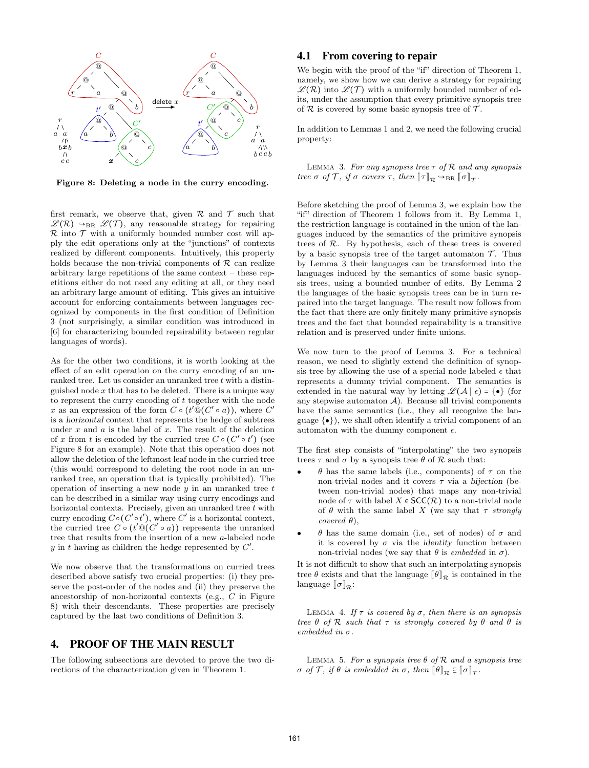**Figure 8: Deleting a node in the curry encoding.**

first remark, we observe that, given $\mathcal{R}$ and $\mathcal{T}$ such that $\mathscr{L}(\mathcal{R}) \hookrightarrow_{\mathrm{BR}} \mathscr{L}(\mathcal{T})$, any reasonable strategy for repairing $\mathcal{R}$ into $\mathcal{T}$ with a uniformly bounded number cost will apply the edit operations only at the "junctions" of contexts realized by different components. Intuitively, this property holds because the non-trivial components of $\mathcal{R}$ can realize arbitrary large repetitions of the same context – these repetitions either do not need any editing at all, or they need an arbitrary large amount of editing. This gives an intuitive account for enforcing containments between languages recognized by components in the first condition of Definition 3 (not surprisingly, a similar condition was introduced in [6] for characterizing bounded repairability between regular languages of words).

As for the other two conditions, it is worth looking at the effect of an edit operation on the curry encoding of an unranked tree. Let us consider an unranked tree $t$ with a distinguished node $x$ that has to be deleted. There is a unique way to represent the curry encoding of $t$ together with the node $x$ as an expression of the form $C \circ (t' @ (C' \circ a))$, where $C'$ is a *horizontal* context that represents the hedge of subtrees under $x$ and $a$ is the label of $x$. The result of the deletion of $x$ from $t$ is encoded by the curried tree $C \circ (C' \circ t')$ (see Figure 8 for an example). Note that this operation does not allow the deletion of the leftmost leaf node in the curried tree (this would correspond to deleting the root node in an unranked tree, an operation that is typically prohibited). The operation of inserting a new node $y$ in an unranked tree $t$ can be described in a similar way using curry encodings and horizontal contexts. Precisely, given an unranked tree $t$ with curry encoding $C \circ (C' \circ t')$, where $C'$ is a horizontal context, the curried tree $C \circ (t' @ (C' \circ a))$ represents the unranked tree that results from the insertion of a new $a$-labeled node $y$ in $t$ having as children the hedge represented by $C'$.

We now observe that the transformations on curried trees described above satisfy two crucial properties: (i) they preserve the post-order of the nodes and (ii) they preserve the ancestorship of non-horizontal contexts (e.g., $C$ in Figure 8) with their descendants. These properties are precisely captured by the last two conditions of Definition 3.

# 4. PROOF OF THE MAIN RESULT

The following subsections are devoted to prove the two directions of the characterization given in Theorem 1.

## 4.1 From covering to repair

We begin with the proof of the "if" direction of Theorem 1, namely, we show how we can derive a strategy for repairing $\mathscr{L}(\mathcal{R})$ into $\mathscr{L}(\mathcal{T})$ with a uniformly bounded number of edits, under the assumption that every primitive synopsis tree of $\mathcal{R}$ is covered by some basic synopsis tree of $\mathcal{T}$.

In addition to Lemmas 1 and 2, we need the following crucial property:

Lemma 3. *For any synopsis tree $\tau$ of $\mathcal{R}$ and any synopsis tree $\sigma$ of $\mathcal{T}$, if $\sigma$ covers $\tau$, then $[\![\tau]\!]_{\mathcal{R}} \hookrightarrow_{\mathrm{BR}} [\![\sigma]\!]_{\mathcal{T}}$.*

Before sketching the proof of Lemma 3, we explain how the "if" direction of Theorem 1 follows from it. By Lemma 1, the restriction language is contained in the union of the languages induced by the semantics of the primitive synopsis trees of $\mathcal{R}$. By hypothesis, each of these trees is covered by a basic synopsis tree of the target automaton $\mathcal{T}$. Thus by Lemma 3 their languages can be transformed into the languages induced by the semantics of some basic synopsis trees, using a bounded number of edits. By Lemma 2 the languages of the basic synopsis trees can be in turn repaired into the target language. The result now follows from the fact that there are only finitely many primitive synopsis trees and the fact that bounded repairability is a transitive relation and is preserved under finite unions.

We now turn to the proof of Lemma 3. For a technical reason, we need to slightly extend the definition of synopsis tree by allowing the use of a special node labeled $\epsilon$ that represents a dummy trivial component. The semantics is extended in the natural way by letting $\mathscr{L}(\mathcal{A} \mid \epsilon) = \{\bullet\}$ (for any stepwise automaton $\mathcal{A}$). Because all trivial components have the same semantics (i.e., they all recognize the language $\{\bullet\}$), we shall often identify a trivial component of an automaton with the dummy component $\epsilon$.

The first step consists of "interpolating" the two synopsis trees $\tau$ and $\sigma$ by a synopsis tree $\theta$ of $\mathcal{R}$ such that:

- $\theta$ has the same labels (i.e., components) of $\tau$ on the non-trivial nodes and it covers $\tau$ via a *bijection* (between non-trivial nodes) that maps any non-trivial node of $\tau$ with label $X \in \mathsf{SCC}(\mathcal{R})$ to a non-trivial node of $\theta$ with the same label $X$ (we say that $\tau$ *strongly covered* $\theta$),
- $\theta$ has the same domain (i.e., set of nodes) of $\sigma$ and it is covered by $\sigma$ via the *identity* function between non-trivial nodes (we say that $\theta$ is *embedded* in $\sigma$).

It is not difficult to show that such an interpolating synopsis tree $\theta$ exists and that the language $[\![\theta]\!]_{\mathcal{R}}$ is contained in the language $[\![\sigma]\!]_{\mathcal{R}}$:

Lemma 4. *If $\tau$ is covered by $\sigma$, then there is an synopsis tree $\theta$ of $\mathcal{R}$ such that $\tau$ is strongly covered by $\theta$ and $\theta$ is embedded in $\sigma$.*

Lemma 5. *For a synopsis tree $\theta$ of $\mathcal{R}$ and a synopsis tree $\sigma$ of $\mathcal{T}$, if $\theta$ is embedded in $\sigma$, then $[\![\theta]\!]_{\mathcal{R}} \subseteq [\![\sigma]\!]_{\mathcal{T}}$.*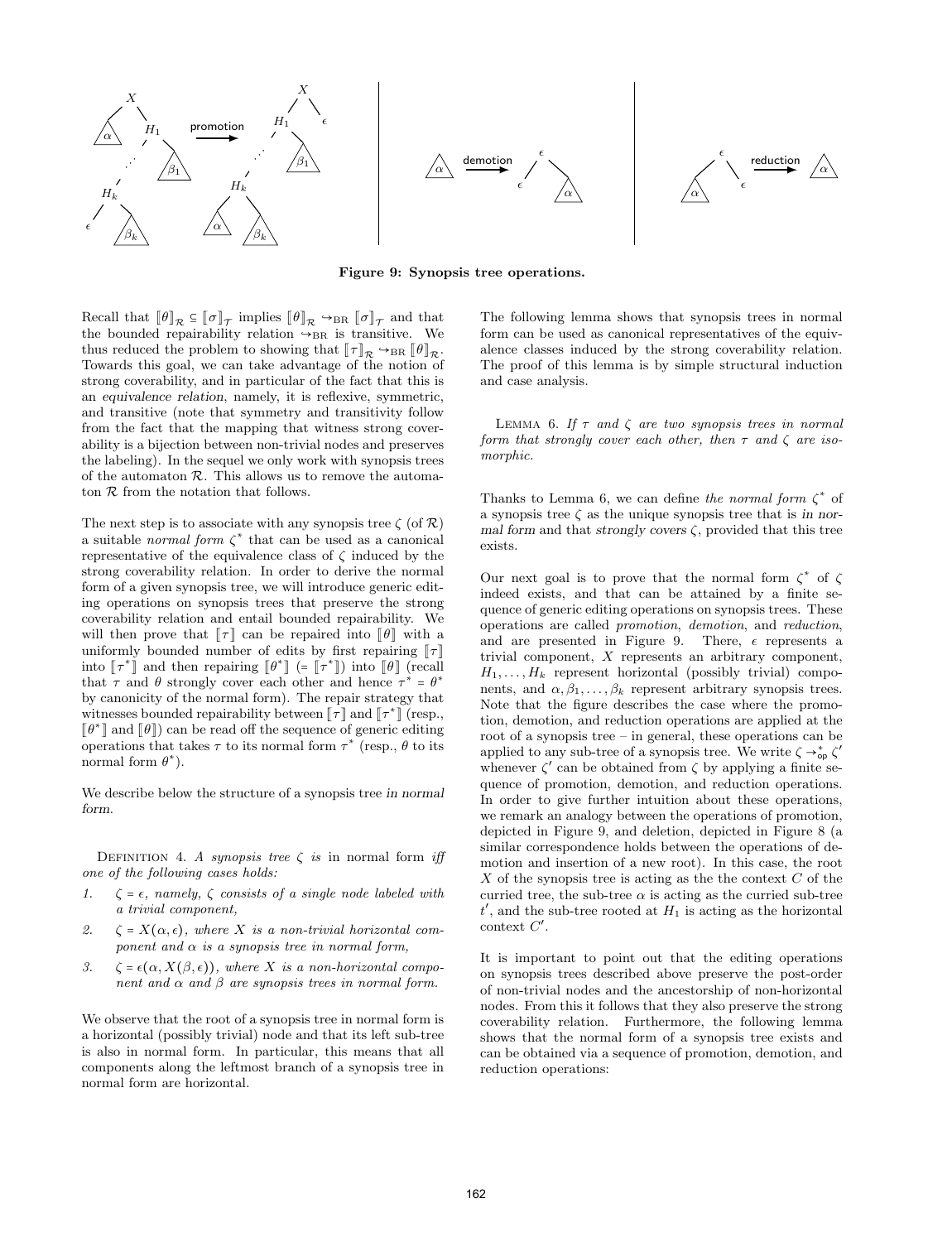Figure 9: Synopsis tree operations.

Recall that $[\![\theta]\!]_{\mathcal{R}} \subseteq [\![\sigma]\!]_{\mathcal{T}}$ implies $[\![\theta]\!]_{\mathcal{R}} \hookrightarrow_{\mathrm{BR}} [\![\sigma]\!]_{\mathcal{T}}$ and that the bounded repairability relation $\hookrightarrow_{\mathrm{BR}}$ is transitive. We thus reduced the problem to showing that $[\![\tau]\!]_{\mathcal{R}} \hookrightarrow_{\mathrm{BR}} [\![\theta]\!]_{\mathcal{R}}$. Towards this goal, we can take advantage of the notion of strong coverability, and in particular of the fact that this is an *equivalence relation*, namely, it is reflexive, symmetric, and transitive (note that symmetry and transitivity follow from the fact that the mapping that witness strong coverability is a bijection between non-trivial nodes and preserves the labeling). In the sequel we only work with synopsis trees of the automaton $\mathcal{R}$. This allows us to remove the automaton $\mathcal{R}$ from the notation that follows.

The next step is to associate with any synopsis tree $\zeta$ (of $\mathcal{R}$) a suitable *normal form* $\zeta^*$ that can be used as a canonical representative of the equivalence class of $\zeta$ induced by the strong coverability relation. In order to derive the normal form of a given synopsis tree, we will introduce generic editing operations on synopsis trees that preserve the strong coverability relation and entail bounded repairability. We will then prove that $[\![\tau]\!]$ can be repaired into $[\![\theta]\!]$ with a uniformly bounded number of edits by first repairing $[\![\tau]\!]$ into $[\![\tau^*]\!]$ and then repairing $[\![\theta^*]\!]$ ($= [\![\tau^*]\!]$) into $[\![\theta]\!]$ (recall that $\tau$ and $\theta$ strongly cover each other and hence $\tau^* = \theta^*$ by canonicity of the normal form). The repair strategy that witnesses bounded repairability between $[\![\tau]\!]$ and $[\![\tau^*]\!]$ (resp., $[\![\theta^*]\!]$ and $[\![\theta]\!]$) can be read off the sequence of generic editing operations that takes $\tau$ to its normal form $\tau^*$ (resp., $\theta$ to its normal form $\theta^*$).

We describe below the structure of a synopsis tree *in normal form*.

Definition 4. *A synopsis tree $\zeta$ is* in normal form *iff one of the following cases holds:*

1. *$\zeta = \epsilon$, namely, $\zeta$ consists of a single node labeled with a trivial component,*
2. *$\zeta = X(\alpha, \epsilon)$, where $X$ is a non-trivial horizontal component and $\alpha$ is a synopsis tree in normal form,*
3. *$\zeta = \epsilon(\alpha, X(\beta, \epsilon))$, where $X$ is a non-horizontal component and $\alpha$ and $\beta$ are synopsis trees in normal form.*

We observe that the root of a synopsis tree in normal form is a horizontal (possibly trivial) node and that its left sub-tree is also in normal form. In particular, this means that all components along the leftmost branch of a synopsis tree in normal form are horizontal.

The following lemma shows that synopsis trees in normal form can be used as canonical representatives of the equivalence classes induced by the strong coverability relation. The proof of this lemma is by simple structural induction and case analysis.

Lemma 6. *If $\tau$ and $\zeta$ are two synopsis trees in normal form that strongly cover each other, then $\tau$ and $\zeta$ are isomorphic.*

Thanks to Lemma 6, we can define *the normal form $\zeta^*$* of a synopsis tree $\zeta$ as the unique synopsis tree that is *in normal form* and that *strongly covers* $\zeta$, provided that this tree exists.

Our next goal is to prove that the normal form $\zeta^*$ of $\zeta$ indeed exists, and that can be attained by a finite sequence of generic editing operations on synopsis trees. These operations are called *promotion*, *demotion*, and *reduction*, and are presented in Figure 9. There, $\epsilon$ represents a trivial component, $X$ represents an arbitrary component, $H_1, \ldots, H_k$ represent horizontal (possibly trivial) components, and $\alpha, \beta_1, \ldots, \beta_k$ represent arbitrary synopsis trees. Note that the figure describes the case where the promotion, demotion, and reduction operations are applied at the root of a synopsis tree – in general, these operations can be applied to any sub-tree of a synopsis tree. We write $\zeta \to^*_{\mathsf{op}} \zeta'$ whenever $\zeta'$ can be obtained from $\zeta$ by applying a finite sequence of promotion, demotion, and reduction operations. In order to give further intuition about these operations, we remark an analogy between the operations of promotion, depicted in Figure 9, and deletion, depicted in Figure 8 (a similar correspondence holds between the operations of demotion and insertion of a new root). In this case, the root $X$ of the synopsis tree is acting as the the context $C$ of the curried tree, the sub-tree $\alpha$ is acting as the curried sub-tree $t'$, and the sub-tree rooted at $H_1$ is acting as the horizontal context $C'$.

It is important to point out that the editing operations on synopsis trees described above preserve the post-order of non-trivial nodes and the ancestorship of non-horizontal nodes. From this it follows that they also preserve the strong coverability relation. Furthermore, the following lemma shows that the normal form of a synopsis tree exists and can be obtained via a sequence of promotion, demotion, and reduction operations: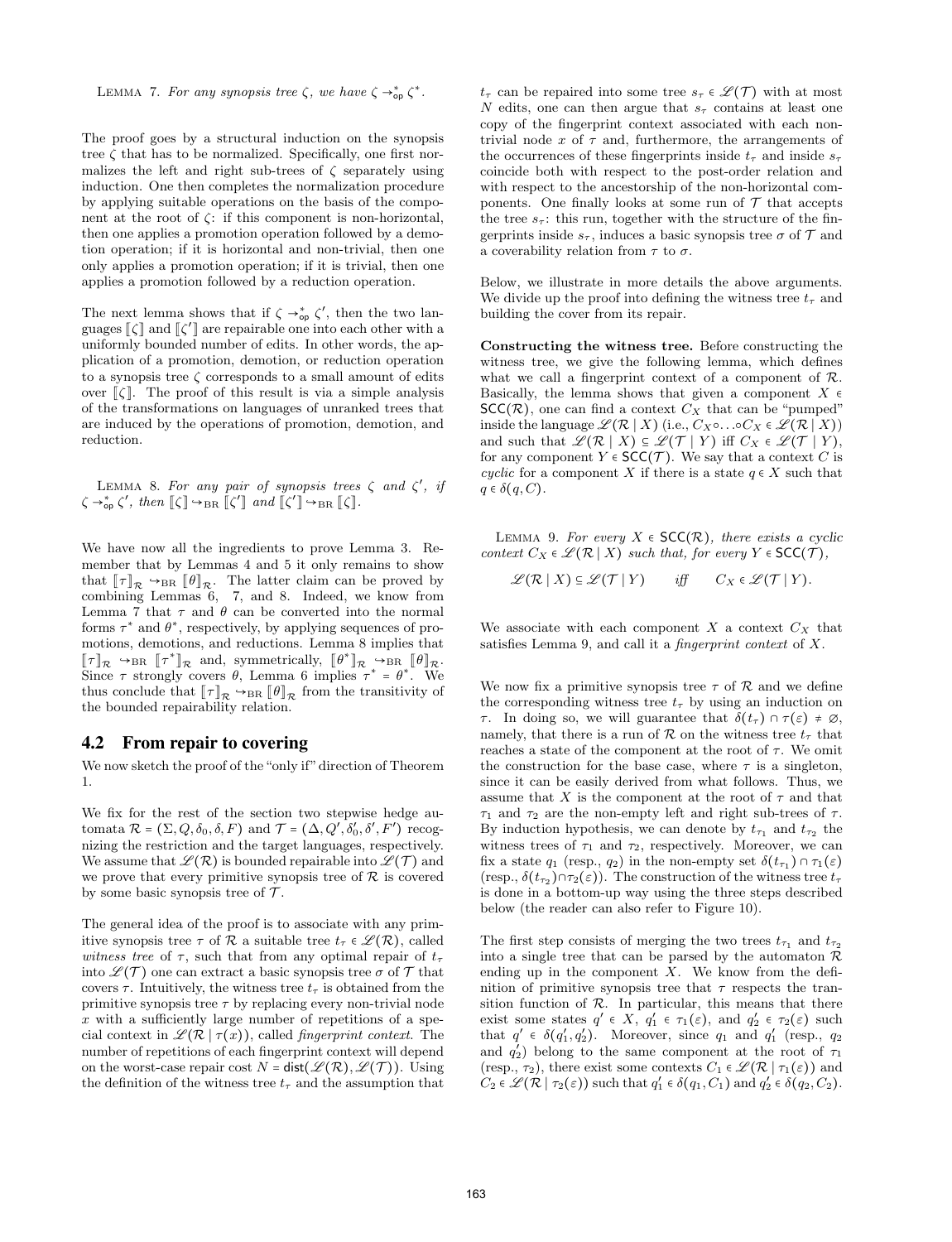LEMMA 7. *For any synopsis tree $\zeta$, we have $\zeta \rightarrow^*_{\mathsf{op}} \zeta^*$.*

The proof goes by a structural induction on the synopsis tree $\zeta$ that has to be normalized. Specifically, one first normalizes the left and right sub-trees of $\zeta$ separately using induction. One then completes the normalization procedure by applying suitable operations on the basis of the component at the root of $\zeta$: if this component is non-horizontal, then one applies a promotion operation followed by a demotion operation; if it is horizontal and non-trivial, then one only applies a promotion operation; if it is trivial, then one applies a promotion followed by a reduction operation.

The next lemma shows that if $\zeta \rightarrow^*_{\mathsf{op}} \zeta'$, then the two languages $[\![\zeta]\!]$ and $[\![\zeta']\!]$ are repairable one into each other with a uniformly bounded number of edits. In other words, the application of a promotion, demotion, or reduction operation to a synopsis tree $\zeta$ corresponds to a small amount of edits over $[\![\zeta]\!]$. The proof of this result is via a simple analysis of the transformations on languages of unranked trees that are induced by the operations of promotion, demotion, and reduction.

LEMMA 8. *For any pair of synopsis trees $\zeta$ and $\zeta'$, if $\zeta \rightarrow^*_{\mathsf{op}} \zeta'$, then $[\![\zeta]\!] \hookrightarrow_{\mathrm{BR}} [\![\zeta']\!]$ and $[\![\zeta']\!] \hookrightarrow_{\mathrm{BR}} [\![\zeta]\!]$.*

We have now all the ingredients to prove Lemma 3. Remember that by Lemmas 4 and 5 it only remains to show that $[\![\tau]\!]_{\mathcal{R}} \hookrightarrow_{\mathrm{BR}} [\![\theta]\!]_{\mathcal{R}}$. The latter claim can be proved by combining Lemmas 6, 7, and 8. Indeed, we know from Lemma 7 that $\tau$ and $\theta$ can be converted into the normal forms $\tau^*$ and $\theta^*$, respectively, by applying sequences of promotions, demotions, and reductions. Lemma 8 implies that $[\![\tau]\!]_{\mathcal{R}} \hookrightarrow_{\mathrm{BR}} [\![\tau^*]\!]_{\mathcal{R}}$ and, symmetrically, $[\![\theta^*]\!]_{\mathcal{R}} \hookrightarrow_{\mathrm{BR}} [\![\theta]\!]_{\mathcal{R}}$. Since $\tau$ strongly covers $\theta$, Lemma 6 implies $\tau^* = \theta^*$. We thus conclude that $[\![\tau]\!]_{\mathcal{R}} \hookrightarrow_{\mathrm{BR}} [\![\theta]\!]_{\mathcal{R}}$ from the transitivity of the bounded repairability relation.

## 4.2 From repair to covering

We now sketch the proof of the "only if" direction of Theorem 1.

We fix for the rest of the section two stepwise hedge automata $\mathcal{R} = (\Sigma, Q, \delta_0, \delta, F)$ and $\mathcal{T} = (\Delta, Q', \delta'_0, \delta', F')$ recognizing the restriction and the target languages, respectively. We assume that $\mathscr{L}(\mathcal{R})$ is bounded repairable into $\mathscr{L}(\mathcal{T})$ and we prove that every primitive synopsis tree of $\mathcal{R}$ is covered by some basic synopsis tree of $\mathcal{T}$.

The general idea of the proof is to associate with any primitive synopsis tree $\tau$ of $\mathcal{R}$ a suitable tree $t_\tau \in \mathscr{L}(\mathcal{R})$, called *witness tree* of $\tau$, such that from any optimal repair of $t_\tau$ into $\mathscr{L}(\mathcal{T})$ one can extract a basic synopsis tree $\sigma$ of $\mathcal{T}$ that covers $\tau$. Intuitively, the witness tree $t_\tau$ is obtained from the primitive synopsis tree $\tau$ by replacing every non-trivial node $x$ with a sufficiently large number of repetitions of a special context in $\mathscr{L}(\mathcal{R} \mid \tau(x))$, called *fingerprint context*. The number of repetitions of each fingerprint context will depend on the worst-case repair cost $N = \mathsf{dist}(\mathscr{L}(\mathcal{R}), \mathscr{L}(\mathcal{T}))$. Using the definition of the witness tree $t_\tau$ and the assumption that $t_\tau$ can be repaired into some tree $s_\tau \in \mathscr{L}(\mathcal{T})$ with at most $N$ edits, one can then argue that $s_\tau$ contains at least one copy of the fingerprint context associated with each non-trivial node $x$ of $\tau$ and, furthermore, the arrangements of the occurrences of these fingerprints inside $t_\tau$ and inside $s_\tau$ coincide both with respect to the post-order relation and with respect to the ancestorship of the non-horizontal components. One finally looks at some run of $\mathcal{T}$ that accepts the tree $s_\tau$: this run, together with the structure of the fingerprints inside $s_\tau$, induces a basic synopsis tree $\sigma$ of $\mathcal{T}$ and a coverability relation from $\tau$ to $\sigma$.

Below, we illustrate in more details the above arguments. We divide up the proof into defining the witness tree $t_\tau$ and building the cover from its repair.

**Constructing the witness tree.** Before constructing the witness tree, we give the following lemma, which defines what we call a fingerprint context of a component of $\mathcal{R}$. Basically, the lemma shows that given a component $X \in \mathsf{SCC}(\mathcal{R})$, one can find a context $C_X$ that can be "pumped" inside the language $\mathscr{L}(\mathcal{R} \mid X)$ (i.e., $C_X \circ \ldots \circ C_X \in \mathscr{L}(\mathcal{R} \mid X)$) and such that $\mathscr{L}(\mathcal{R} \mid X) \subseteq \mathscr{L}(\mathcal{T} \mid Y)$ iff $C_X \in \mathscr{L}(\mathcal{T} \mid Y)$, for any component $Y \in \mathsf{SCC}(\mathcal{T})$. We say that a context $C$ is *cyclic* for a component $X$ if there is a state $q \in X$ such that $q \in \delta(q, C)$.

LEMMA 9. *For every $X \in \mathsf{SCC}(\mathcal{R})$, there exists a cyclic context $C_X \in \mathscr{L}(\mathcal{R} \mid X)$ such that, for every $Y \in \mathsf{SCC}(\mathcal{T})$,*

$$\mathscr{L}(\mathcal{R} \mid X) \subseteq \mathscr{L}(\mathcal{T} \mid Y) \qquad \textit{iff} \qquad C_X \in \mathscr{L}(\mathcal{T} \mid Y).$$

We associate with each component $X$ a context $C_X$ that satisfies Lemma 9, and call it a *fingerprint context* of $X$.

We now fix a primitive synopsis tree $\tau$ of $\mathcal{R}$ and we define the corresponding witness tree $t_\tau$ by using an induction on $\tau$. In doing so, we will guarantee that $\delta(t_\tau) \cap \tau(\varepsilon) \neq \varnothing$, namely, that there is a run of $\mathcal{R}$ on the witness tree $t_\tau$ that reaches a state of the component at the root of $\tau$. We omit the construction for the base case, where $\tau$ is a singleton, since it can be easily derived from what follows. Thus, we assume that $X$ is the component at the root of $\tau$ and that $\tau_1$ and $\tau_2$ are the non-empty left and right sub-trees of $\tau$. By induction hypothesis, we can denote by $t_{\tau_1}$ and $t_{\tau_2}$ the witness trees of $\tau_1$ and $\tau_2$, respectively. Moreover, we can fix a state $q_1$ (resp., $q_2$) in the non-empty set $\delta(t_{\tau_1}) \cap \tau_1(\varepsilon)$ (resp., $\delta(t_{\tau_2}) \cap \tau_2(\varepsilon)$). The construction of the witness tree $t_\tau$ is done in a bottom-up way using the three steps described below (the reader can also refer to Figure 10).

The first step consists of merging the two trees $t_{\tau_1}$ and $t_{\tau_2}$ into a single tree that can be parsed by the automaton $\mathcal{R}$ ending up in the component $X$. We know from the definition of primitive synopsis tree that $\tau$ respects the transition function of $\mathcal{R}$. In particular, this means that there exist some states $q' \in X$, $q'_1 \in \tau_1(\varepsilon)$, and $q'_2 \in \tau_2(\varepsilon)$ such that $q' \in \delta(q'_1, q'_2)$. Moreover, since $q_1$ and $q'_1$ (resp., $q_2$ and $q'_2$) belong to the same component at the root of $\tau_1$ (resp., $\tau_2$), there exist some contexts $C_1 \in \mathscr{L}(\mathcal{R} \mid \tau_1(\varepsilon))$ and $C_2 \in \mathscr{L}(\mathcal{R} \mid \tau_2(\varepsilon))$ such that $q'_1 \in \delta(q_1, C_1)$ and $q'_2 \in \delta(q_2, C_2)$.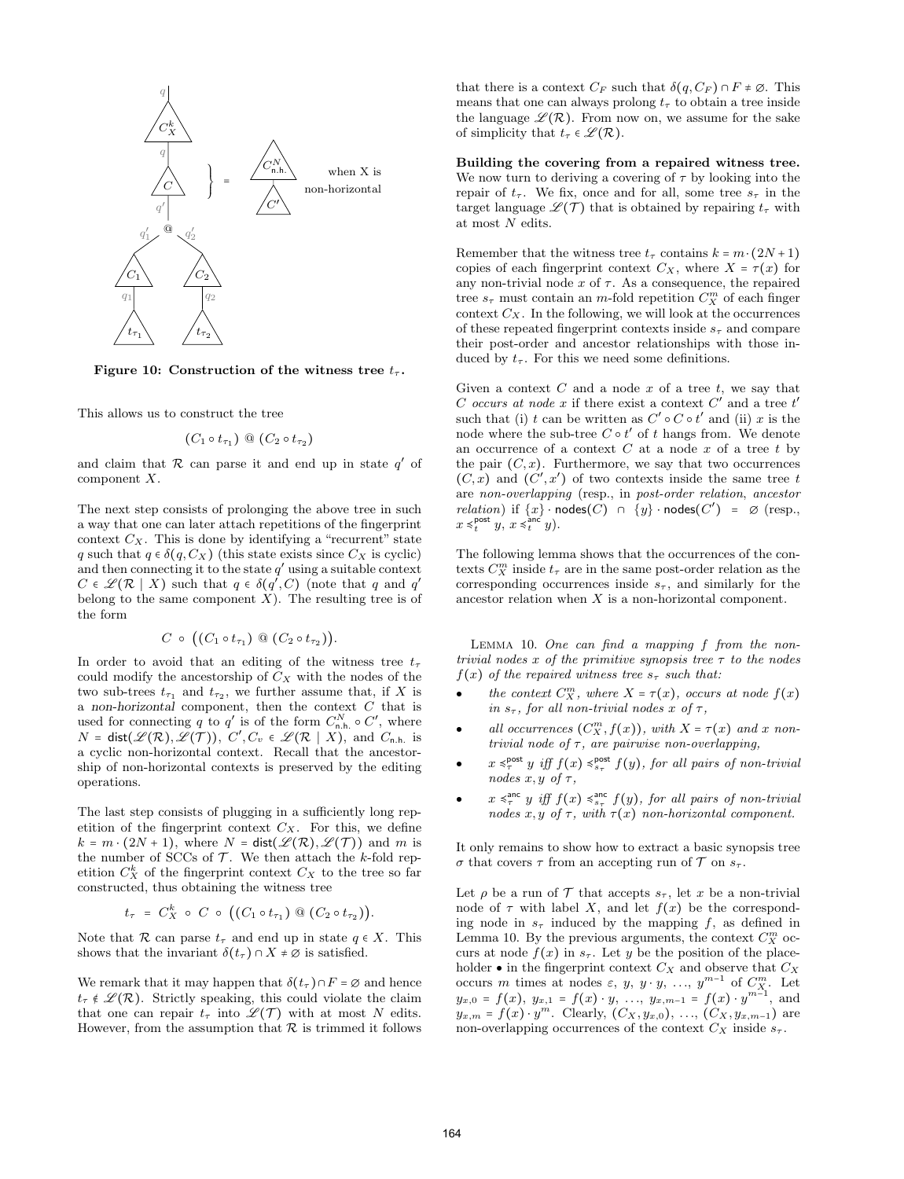**Figure 10: Construction of the witness tree $t_\tau$.**

This allows us to construct the tree

$$(C_1 \circ t_{\tau_1}) \text{ @ } (C_2 \circ t_{\tau_2})$$

and claim that $\mathcal{R}$ can parse it and end up in state $q'$ of component $X$.

The next step consists of prolonging the above tree in such a way that one can later attach repetitions of the fingerprint context $C_X$. This is done by identifying a "recurrent" state $q$ such that $q \in \delta(q, C_X)$ (this state exists since $C_X$ is cyclic) and then connecting it to the state $q'$ using a suitable context $C \in \mathcal{L}(\mathcal{R} \mid X)$ such that $q \in \delta(q', C)$ (note that $q$ and $q'$ belong to the same component $X$). The resulting tree is of the form

$$C \circ \big((C_1 \circ t_{\tau_1}) \text{ @ } (C_2 \circ t_{\tau_2})\big).$$

In order to avoid that an editing of the witness tree $t_\tau$ could modify the ancestorship of $C_X$ with the nodes of the two sub-trees $t_{\tau_1}$ and $t_{\tau_2}$, we further assume that, if $X$ is a *non-horizontal* component, then the context $C$ that is used for connecting $q$ to $q'$ is of the form $C^N_{\mathsf{n.h.}} \circ C'$, where $N = \mathsf{dist}(\mathcal{L}(\mathcal{R}), \mathcal{L}(\mathcal{T}))$, $C', C_v \in \mathcal{L}(\mathcal{R} \mid X)$, and $C_{\mathsf{n.h.}}$ is a cyclic non-horizontal context. Recall that the ancestorship of non-horizontal contexts is preserved by the editing operations.

The last step consists of plugging in a sufficiently long repetition of the fingerprint context $C_X$. For this, we define $k = m \cdot (2N + 1)$, where $N = \mathsf{dist}(\mathcal{L}(\mathcal{R}), \mathcal{L}(\mathcal{T}))$ and $m$ is the number of SCCs of $\mathcal{T}$. We then attach the $k$-fold repetition $C^k_X$ of the fingerprint context $C_X$ to the tree so far constructed, thus obtaining the witness tree

$$t_\tau = C^k_X \circ C \circ \big((C_1 \circ t_{\tau_1}) \text{ @ } (C_2 \circ t_{\tau_2})\big).$$

Note that $\mathcal{R}$ can parse $t_\tau$ and end up in state $q \in X$. This shows that the invariant $\delta(t_\tau) \cap X \neq \varnothing$ is satisfied.

We remark that it may happen that $\delta(t_\tau) \cap F = \varnothing$ and hence $t_\tau \notin \mathcal{L}(\mathcal{R})$. Strictly speaking, this could violate the claim that one can repair $t_\tau$ into $\mathcal{L}(\mathcal{T})$ with at most $N$ edits. However, from the assumption that $\mathcal{R}$ is trimmed it follows that there is a context $C_F$ such that $\delta(q, C_F) \cap F \neq \varnothing$. This means that one can always prolong $t_\tau$ to obtain a tree inside the language $\mathcal{L}(\mathcal{R})$. From now on, we assume for the sake of simplicity that $t_\tau \in \mathcal{L}(\mathcal{R})$.

**Building the covering from a repaired witness tree.** We now turn to deriving a covering of $\tau$ by looking into the repair of $t_\tau$. We fix, once and for all, some tree $s_\tau$ in the target language $\mathcal{L}(\mathcal{T})$ that is obtained by repairing $t_\tau$ with at most $N$ edits.

Remember that the witness tree $t_\tau$ contains $k = m \cdot (2N+1)$ copies of each fingerprint context $C_X$, where $X = \tau(x)$ for any non-trivial node $x$ of $\tau$. As a consequence, the repaired tree $s_\tau$ must contain an $m$-fold repetition $C^m_X$ of each finger context $C_X$. In the following, we will look at the occurrences of these repeated fingerprint contexts inside $s_\tau$ and compare their post-order and ancestor relationships with those induced by $t_\tau$. For this we need some definitions.

Given a context $C$ and a node $x$ of a tree $t$, we say that $C$ *occurs at node* $x$ if there exist a context $C'$ and a tree $t'$ such that (i) $t$ can be written as $C' \circ C \circ t'$ and (ii) $x$ is the node where the sub-tree $C \circ t'$ of $t$ hangs from. We denote an occurrence of a context $C$ at a node $x$ of a tree $t$ by the pair $(C, x)$. Furthermore, we say that two occurrences $(C, x)$ and $(C', x')$ of two contexts inside the same tree $t$ are *non-overlapping* (resp., in *post-order relation*, *ancestor relation*) if $\{x\} \cdot \mathsf{nodes}(C) \cap \{y\} \cdot \mathsf{nodes}(C') = \varnothing$ (resp., $x \leqslant^{\mathsf{post}}_t y$, $x \leqslant^{\mathsf{anc}}_t y$).

The following lemma shows that the occurrences of the contexts $C^m_X$ inside $t_\tau$ are in the same post-order relation as the corresponding occurrences inside $s_\tau$, and similarly for the ancestor relation when $X$ is a non-horizontal component.

Lemma 10. *One can find a mapping $f$ from the non-trivial nodes $x$ of the primitive synopsis tree $\tau$ to the nodes $f(x)$ of the repaired witness tree $s_\tau$ such that:*

- *the context $C^m_X$, where $X = \tau(x)$, occurs at node $f(x)$ in $s_\tau$, for all non-trivial nodes $x$ of $\tau$,*
- *all occurrences $(C^m_X, f(x))$, with $X = \tau(x)$ and $x$ non-trivial node of $\tau$, are pairwise non-overlapping,*
- *$x \leqslant^{\mathsf{post}}_\tau y$ iff $f(x) \leqslant^{\mathsf{post}}_{s_\tau} f(y)$, for all pairs of non-trivial nodes $x, y$ of $\tau$,*
- *$x \leqslant^{\mathsf{anc}}_\tau y$ iff $f(x) \leqslant^{\mathsf{anc}}_{s_\tau} f(y)$, for all pairs of non-trivial nodes $x, y$ of $\tau$, with $\tau(x)$ non-horizontal component.*

It only remains to show how to extract a basic synopsis tree $\sigma$ that covers $\tau$ from an accepting run of $\mathcal{T}$ on $s_\tau$.

Let $\rho$ be a run of $\mathcal{T}$ that accepts $s_\tau$, let $x$ be a non-trivial node of $\tau$ with label $X$, and let $f(x)$ be the corresponding node in $s_\tau$ induced by the mapping $f$, as defined in Lemma 10. By the previous arguments, the context $C^m_X$ occurs at node $f(x)$ in $s_\tau$. Let $y$ be the position of the placeholder $\bullet$ in the fingerprint context $C_X$ and observe that $C_X$ occurs $m$ times at nodes $\varepsilon$, $y$, $y \cdot y$, ..., $y^{m-1}$ of $C^m_X$. Let $y_{x,0} = f(x)$, $y_{x,1} = f(x) \cdot y$, ..., $y_{x,m-1} = f(x) \cdot y^{m-1}$, and $y_{x,m} = f(x) \cdot y^m$. Clearly, $(C_X, y_{x,0})$, ..., $(C_X, y_{x,m-1})$ are non-overlapping occurrences of the context $C_X$ inside $s_\tau$.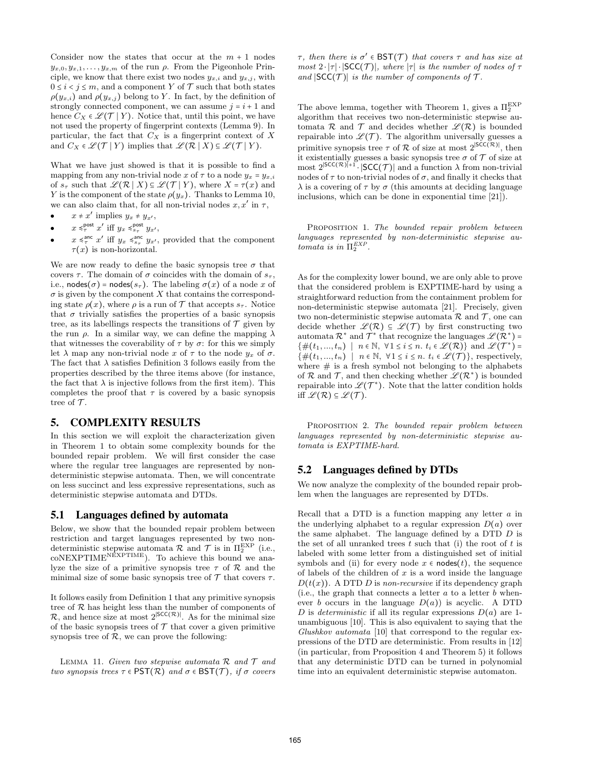Consider now the states that occur at the $m+1$ nodes $y_{x,0}, y_{x,1}, \ldots, y_{x,m}$ of the run $\rho$. From the Pigeonhole Principle, we know that there exist two nodes $y_{x,i}$ and $y_{x,j}$, with $0 \le i < j \le m$, and a component $Y$ of $\mathcal{T}$ such that both states $\rho(y_{x,i})$ and $\rho(y_{x,j})$ belong to $Y$. In fact, by the definition of strongly connected component, we can assume $j = i+1$ and hence $C_X \in \mathscr{L}(\mathcal{T} \mid Y)$. Notice that, until this point, we have not used the property of fingerprint contexts (Lemma 9). In particular, the fact that $C_X$ is a fingerprint context of $X$ and $C_X \in \mathscr{L}(\mathcal{T} \mid Y)$ implies that $\mathscr{L}(\mathcal{R} \mid X) \subseteq \mathscr{L}(\mathcal{T} \mid Y)$.

What we have just showed is that it is possible to find a mapping from any non-trivial node $x$ of $\tau$ to a node $y_x = y_{x,i}$ of $s_\tau$ such that $\mathscr{L}(\mathcal{R} \mid X) \subseteq \mathscr{L}(\mathcal{T} \mid Y)$, where $X = \tau(x)$ and $Y$ is the component of the state $\rho(y_x)$. Thanks to Lemma 10, we can also claim that, for all non-trivial nodes $x, x'$ in $\tau$,

- $x \neq x'$ implies $y_x \neq y_{x'}$,
- $x \preccurlyeq^{\mathsf{post}}_{\tau} x'$ iff $y_x \preccurlyeq^{\mathsf{post}}_{s_\tau} y_{x'}$,
- $x \preccurlyeq^{\mathsf{anc}}_{\tau} x'$ iff $y_x \preccurlyeq^{\mathsf{anc}}_{s_\tau} y_{x'}$, provided that the component $\tau(x)$ is non-horizontal.

We are now ready to define the basic synopsis tree $\sigma$ that covers $\tau$. The domain of $\sigma$ coincides with the domain of $s_\tau$, i.e., $\mathsf{nodes}(\sigma) = \mathsf{nodes}(s_\tau)$. The labeling $\sigma(x)$ of a node $x$ of $\sigma$ is given by the component $X$ that contains the corresponding state $\rho(x)$, where $\rho$ is a run of $\mathcal{T}$ that accepts $s_\tau$. Notice that $\sigma$ trivially satisfies the properties of a basic synopsis tree, as its labellings respects the transitions of $\mathcal{T}$ given by the run $\rho$. In a similar way, we can define the mapping $\lambda$ that witnesses the coverability of $\tau$ by $\sigma$: for this we simply let $\lambda$ map any non-trivial node $x$ of $\tau$ to the node $y_x$ of $\sigma$. The fact that $\lambda$ satisfies Definition 3 follows easily from the properties described by the three items above (for instance, the fact that $\lambda$ is injective follows from the first item). This completes the proof that $\tau$ is covered by a basic synopsis tree of $\mathcal{T}$.

## 5. COMPLEXITY RESULTS

In this section we will exploit the characterization given in Theorem 1 to obtain some complexity bounds for the bounded repair problem. We will first consider the case where the regular tree languages are represented by non-deterministic stepwise automata. Then, we will concentrate on less succinct and less expressive representations, such as deterministic stepwise automata and DTDs.

### 5.1 Languages defined by automata

Below, we show that the bounded repair problem between restriction and target languages represented by two non-deterministic stepwise automata $\mathcal{R}$ and $\mathcal{T}$ is in $\Pi_2^{\text{EXP}}$ (i.e., $\text{coNEXPTIME}^{\text{NEXPTIME}}$). To achieve this bound we analyze the size of a primitive synopsis tree $\tau$ of $\mathcal{R}$ and the minimal size of some basic synopsis tree of $\mathcal{T}$ that covers $\tau$.

It follows easily from Definition 1 that any primitive synopsis tree of $\mathcal{R}$ has height less than the number of components of $\mathcal{R}$, and hence size at most $2^{|\mathsf{SCC}(\mathcal{R})|}$. As for the minimal size of the basic synopsis trees of $\mathcal{T}$ that cover a given primitive synopsis tree of $\mathcal{R}$, we can prove the following:

Lemma 11. *Given two stepwise automata $\mathcal{R}$ and $\mathcal{T}$ and two synopsis trees $\tau \in \mathsf{PST}(\mathcal{R})$ and $\sigma \in \mathsf{BST}(\mathcal{T})$, if $\sigma$ covers $\tau$, then there is $\sigma' \in \mathsf{BST}(\mathcal{T})$ that covers $\tau$ and has size at most $2 \cdot |\tau| \cdot |\mathsf{SCC}(\mathcal{T})|$, where $|\tau|$ is the number of nodes of $\tau$ and $|\mathsf{SCC}(\mathcal{T})|$ is the number of components of $\mathcal{T}$.*

The above lemma, together with Theorem 1, gives a $\Pi_2^{\text{EXP}}$ algorithm that receives two non-deterministic stepwise automata $\mathcal{R}$ and $\mathcal{T}$ and decides whether $\mathscr{L}(\mathcal{R})$ is bounded repairable into $\mathscr{L}(\mathcal{T})$. The algorithm universally guesses a primitive synopsis tree $\tau$ of $\mathcal{R}$ of size at most $2^{|\mathsf{SCC}(\mathcal{R})|}$, then it existentially guesses a basic synopsis tree $\sigma$ of $\mathcal{T}$ of size at most $2^{|\mathsf{SCC}(\mathcal{R})|+1} \cdot |\mathsf{SCC}(\mathcal{T})|$ and a function $\lambda$ from non-trivial nodes of $\tau$ to non-trivial nodes of $\sigma$, and finally it checks that $\lambda$ is a covering of $\tau$ by $\sigma$ (this amounts at deciding language inclusions, which can be done in exponential time [21]).

Proposition 1. *The bounded repair problem between languages represented by non-deterministic stepwise automata is in $\Pi_2^{EXP}$.*

As for the complexity lower bound, we are only able to prove that the considered problem is EXPTIME-hard by using a straightforward reduction from the containment problem for non-deterministic stepwise automata [21]. Precisely, given two non-deterministic stepwise automata $\mathcal{R}$ and $\mathcal{T}$, one can decide whether $\mathscr{L}(\mathcal{R}) \subseteq \mathscr{L}(\mathcal{T})$ by first constructing two automata $\mathcal{R}^*$ and $\mathcal{T}^*$ that recognize the languages $\mathscr{L}(\mathcal{R}^*) = \{\#(t_1, \ldots, t_n) \mid n \in \mathbb{N},\ \forall 1 \le i \le n.\ t_i \in \mathscr{L}(\mathcal{R})\}$ and $\mathscr{L}(\mathcal{T}^*) = \{\#(t_1, \ldots, t_n) \mid n \in \mathbb{N},\ \forall 1 \le i \le n.\ t_i \in \mathscr{L}(\mathcal{T})\}$, respectively, where $\#$ is a fresh symbol not belonging to the alphabets of $\mathcal{R}$ and $\mathcal{T}$, and then checking whether $\mathscr{L}(\mathcal{R}^*)$ is bounded repairable into $\mathscr{L}(\mathcal{T}^*)$. Note that the latter condition holds iff $\mathscr{L}(\mathcal{R}) \subseteq \mathscr{L}(\mathcal{T})$.

Proposition 2. *The bounded repair problem between languages represented by non-deterministic stepwise automata is EXPTIME-hard.*

### 5.2 Languages defined by DTDs

We now analyze the complexity of the bounded repair problem when the languages are represented by DTDs.

Recall that a DTD is a function mapping any letter $a$ in the underlying alphabet to a regular expression $D(a)$ over the same alphabet. The language defined by a DTD $D$ is the set of all unranked trees $t$ such that (i) the root of $t$ is labeled with some letter from a distinguished set of initial symbols and (ii) for every node $x \in \mathsf{nodes}(t)$, the sequence of labels of the children of $x$ is a word inside the language $D(t(x))$. A DTD $D$ is *non-recursive* if its dependency graph (i.e., the graph that connects a letter $a$ to a letter $b$ whenever $b$ occurs in the language $D(a)$) is acyclic. A DTD $D$ is *deterministic* if all its regular expressions $D(a)$ are 1-unambiguous [10]. This is also equivalent to saying that the *Glushkov automata* [10] that correspond to the regular expressions of the DTD are deterministic. From results in [12] (in particular, from Proposition 4 and Theorem 5) it follows that any deterministic DTD can be turned in polynomial time into an equivalent deterministic stepwise automaton.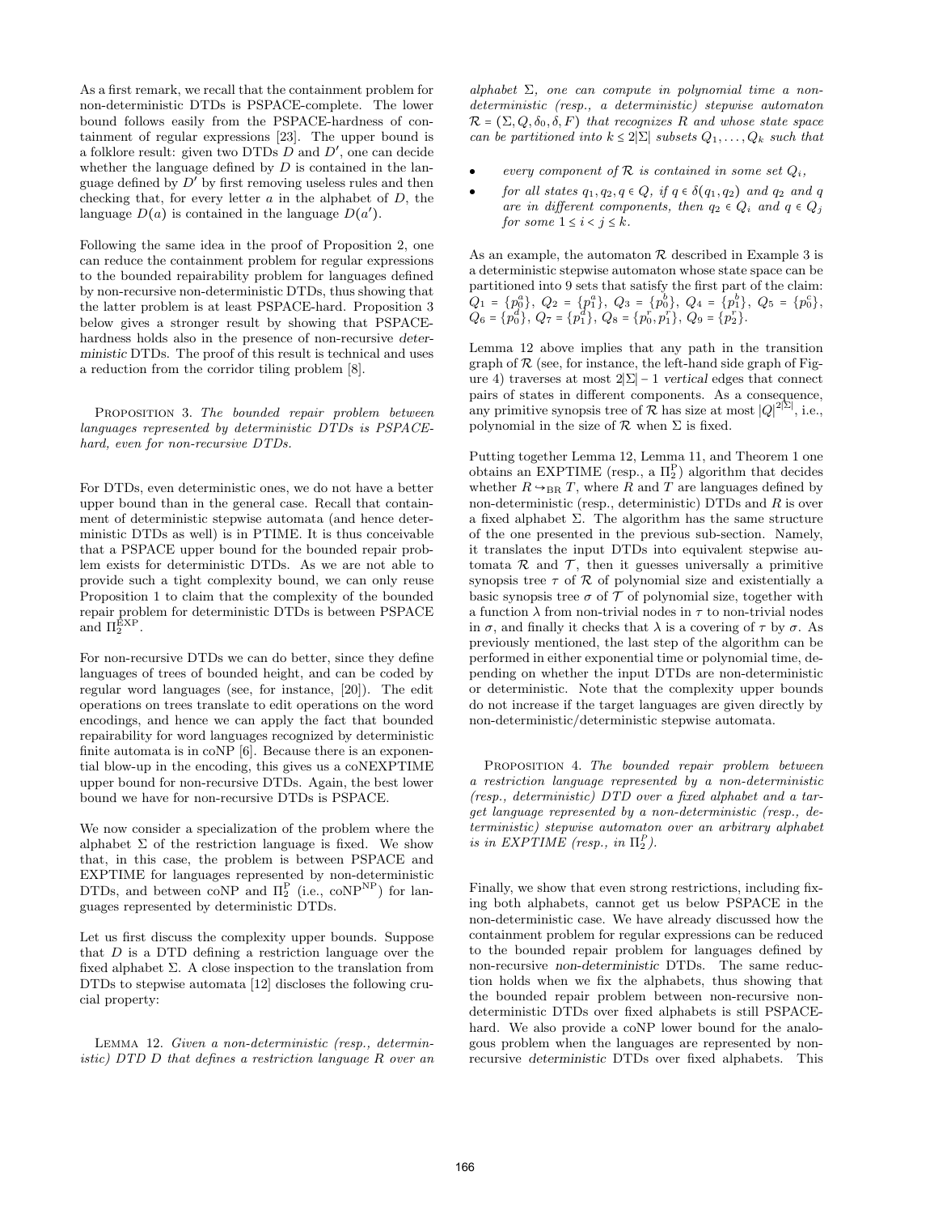As a first remark, we recall that the containment problem for non-deterministic DTDs is PSPACE-complete. The lower bound follows easily from the PSPACE-hardness of containment of regular expressions [23]. The upper bound is a folklore result: given two DTDs $D$ and $D'$, one can decide whether the language defined by $D$ is contained in the language defined by $D'$ by first removing useless rules and then checking that, for every letter $a$ in the alphabet of $D$, the language $D(a)$ is contained in the language $D(a')$.

Following the same idea in the proof of Proposition 2, one can reduce the containment problem for regular expressions to the bounded repairability problem for languages defined by non-recursive non-deterministic DTDs, thus showing that the latter problem is at least PSPACE-hard. Proposition 3 below gives a stronger result by showing that PSPACE-hardness holds also in the presence of non-recursive *deterministic* DTDs. The proof of this result is technical and uses a reduction from the corridor tiling problem [8].

PROPOSITION 3. *The bounded repair problem between languages represented by deterministic DTDs is PSPACE-hard, even for non-recursive DTDs.*

For DTDs, even deterministic ones, we do not have a better upper bound than in the general case. Recall that containment of deterministic stepwise automata (and hence deterministic DTDs as well) is in PTIME. It is thus conceivable that a PSPACE upper bound for the bounded repair problem exists for deterministic DTDs. As we are not able to provide such a tight complexity bound, we can only reuse Proposition 1 to claim that the complexity of the bounded repair problem for deterministic DTDs is between PSPACE and $\Pi_2^{\mathrm{EXP}}$.

For non-recursive DTDs we can do better, since they define languages of trees of bounded height, and can be coded by regular word languages (see, for instance, [20]). The edit operations on trees translate to edit operations on the word encodings, and hence we can apply the fact that bounded repairability for word languages recognized by deterministic finite automata is in coNP [6]. Because there is an exponential blow-up in the encoding, this gives us a coNEXPTIME upper bound for non-recursive DTDs. Again, the best lower bound we have for non-recursive DTDs is PSPACE.

We now consider a specialization of the problem where the alphabet $\Sigma$ of the restriction language is fixed. We show that, in this case, the problem is between PSPACE and EXPTIME for languages represented by non-deterministic DTDs, and between coNP and $\Pi_2^{\mathrm{P}}$ (i.e., $\mathrm{coNP}^{\mathrm{NP}}$) for languages represented by deterministic DTDs.

Let us first discuss the complexity upper bounds. Suppose that $D$ is a DTD defining a restriction language over the fixed alphabet $\Sigma$. A close inspection to the translation from DTDs to stepwise automata [12] discloses the following crucial property:

LEMMA 12. *Given a non-deterministic (resp., deterministic) DTD $D$ that defines a restriction language $R$ over an alphabet $\Sigma$, one can compute in polynomial time a non-deterministic (resp., a deterministic) stepwise automaton $\mathcal{R} = (\Sigma, Q, \delta_0, \delta, F)$ that recognizes $R$ and whose state space can be partitioned into $k \leq 2|\Sigma|$ subsets $Q_1, \dots, Q_k$ such that*

- *every component of $\mathcal{R}$ is contained in some set $Q_i$,*
- *for all states $q_1, q_2, q \in Q$, if $q \in \delta(q_1, q_2)$ and $q_2$ and $q$ are in different components, then $q_2 \in Q_i$ and $q \in Q_j$ for some $1 \leq i < j \leq k$.*

As an example, the automaton $\mathcal{R}$ described in Example 3 is a deterministic stepwise automaton whose state space can be partitioned into 9 sets that satisfy the first part of the claim: $Q_1 = \{p_0^a\}$, $Q_2 = \{p_1^a\}$, $Q_3 = \{p_0^b\}$, $Q_4 = \{p_1^b\}$, $Q_5 = \{p_0^c\}$, $Q_6 = \{p_0^d\}$, $Q_7 = \{p_1^d\}$, $Q_8 = \{p_0^r, p_1^r\}$, $Q_9 = \{p_2^r\}$.

Lemma 12 above implies that any path in the transition graph of $\mathcal{R}$ (see, for instance, the left-hand side graph of Figure 4) traverses at most $2|\Sigma| - 1$ *vertical* edges that connect pairs of states in different components. As a consequence, any primitive synopsis tree of $\mathcal{R}$ has size at most $|Q|^{2^{|\Sigma|}}$, i.e., polynomial in the size of $\mathcal{R}$ when $\Sigma$ is fixed.

Putting together Lemma 12, Lemma 11, and Theorem 1 one obtains an EXPTIME (resp., a $\Pi_2^{\mathrm{P}}$) algorithm that decides whether $R \hookrightarrow_{\mathrm{BR}} T$, where $R$ and $T$ are languages defined by non-deterministic (resp., deterministic) DTDs and $R$ is over a fixed alphabet $\Sigma$. The algorithm has the same structure of the one presented in the previous sub-section. Namely, it translates the input DTDs into equivalent stepwise automata $\mathcal{R}$ and $\mathcal{T}$, then it guesses universally a primitive synopsis tree $\tau$ of $\mathcal{R}$ of polynomial size and existentially a basic synopsis tree $\sigma$ of $\mathcal{T}$ of polynomial size, together with a function $\lambda$ from non-trivial nodes in $\tau$ to non-trivial nodes in $\sigma$, and finally it checks that $\lambda$ is a covering of $\tau$ by $\sigma$. As previously mentioned, the last step of the algorithm can be performed in either exponential time or polynomial time, depending on whether the input DTDs are non-deterministic or deterministic. Note that the complexity upper bounds do not increase if the target languages are given directly by non-deterministic/deterministic stepwise automata.

PROPOSITION 4. *The bounded repair problem between a restriction language represented by a non-deterministic (resp., deterministic) DTD over a fixed alphabet and a target language represented by a non-deterministic (resp., deterministic) stepwise automaton over an arbitrary alphabet is in EXPTIME (resp., in $\Pi_2^P$).*

Finally, we show that even strong restrictions, including fixing both alphabets, cannot get us below PSPACE in the non-deterministic case. We have already discussed how the containment problem for regular expressions can be reduced to the bounded repair problem for languages defined by non-recursive *non-deterministic* DTDs. The same reduction holds when we fix the alphabets, thus showing that the bounded repair problem between non-recursive non-deterministic DTDs over fixed alphabets is still PSPACE-hard. We also provide a coNP lower bound for the analogous problem when the languages are represented by non-recursive *deterministic* DTDs over fixed alphabets. This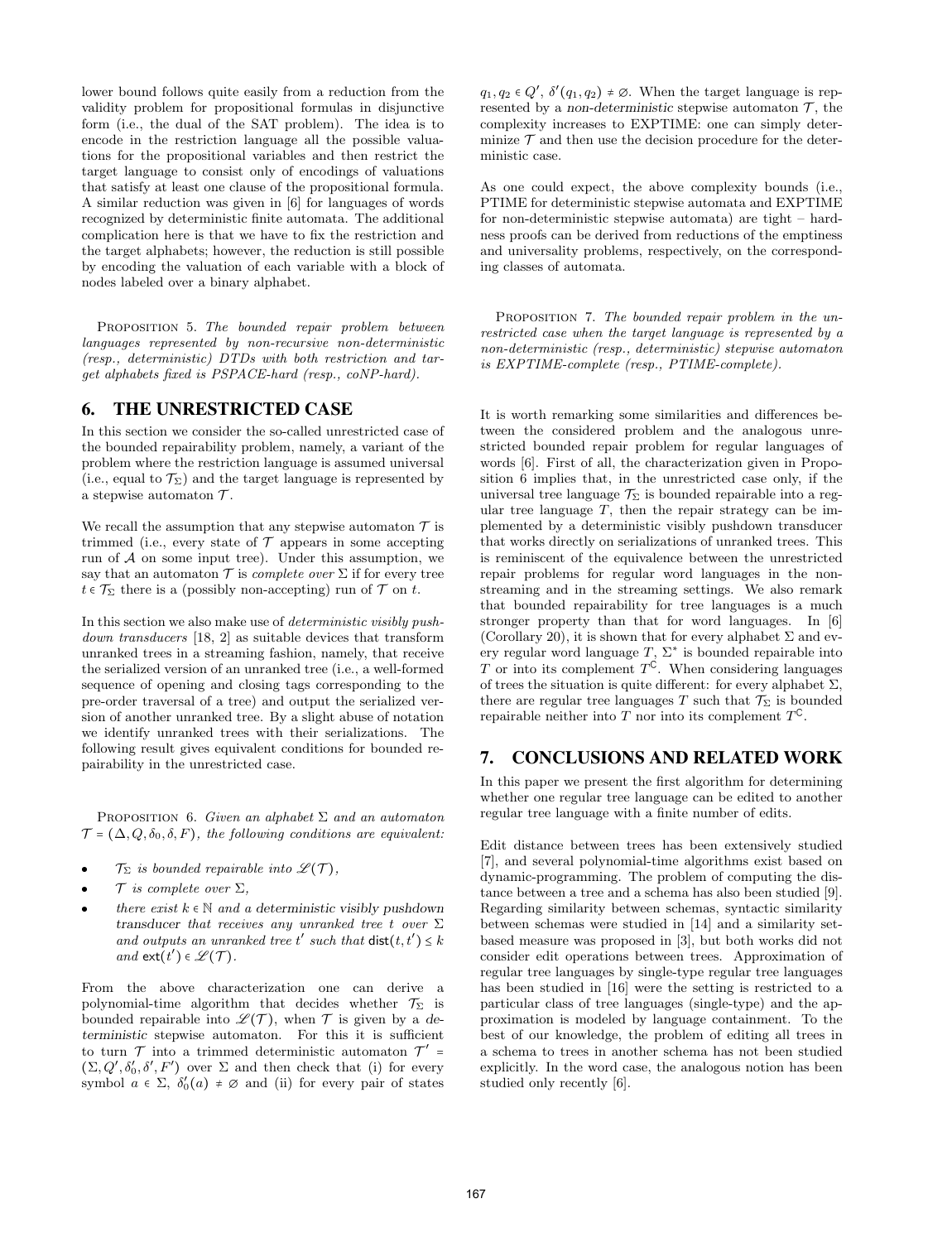lower bound follows quite easily from a reduction from the validity problem for propositional formulas in disjunctive form (i.e., the dual of the SAT problem). The idea is to encode in the restriction language all the possible valuations for the propositional variables and then restrict the target language to consist only of encodings of valuations that satisfy at least one clause of the propositional formula. A similar reduction was given in [6] for languages of words recognized by deterministic finite automata. The additional complication here is that we have to fix the restriction and the target alphabets; however, the reduction is still possible by encoding the valuation of each variable with a block of nodes labeled over a binary alphabet.

Proposition 5. *The bounded repair problem between languages represented by non-recursive non-deterministic (resp., deterministic) DTDs with both restriction and target alphabets fixed is PSPACE-hard (resp., coNP-hard).*

## 6. THE UNRESTRICTED CASE

In this section we consider the so-called unrestricted case of the bounded repairability problem, namely, a variant of the problem where the restriction language is assumed universal (i.e., equal to $\mathcal{T}_\Sigma$) and the target language is represented by a stepwise automaton $\mathcal{T}$.

We recall the assumption that any stepwise automaton $\mathcal{T}$ is trimmed (i.e., every state of $\mathcal{T}$ appears in some accepting run of $\mathcal{A}$ on some input tree). Under this assumption, we say that an automaton $\mathcal{T}$ is *complete over* $\Sigma$ if for every tree $t \in \mathcal{T}_\Sigma$ there is a (possibly non-accepting) run of $\mathcal{T}$ on $t$.

In this section we also make use of *deterministic visibly pushdown transducers* [18, 2] as suitable devices that transform unranked trees in a streaming fashion, namely, that receive the serialized version of an unranked tree (i.e., a well-formed sequence of opening and closing tags corresponding to the pre-order traversal of a tree) and output the serialized version of another unranked tree. By a slight abuse of notation we identify unranked trees with their serializations. The following result gives equivalent conditions for bounded repairability in the unrestricted case.

Proposition 6. *Given an alphabet* $\Sigma$ *and an automaton* $\mathcal{T} = (\Delta, Q, \delta_0, \delta, F)$*, the following conditions are equivalent:*

- $\mathcal{T}_\Sigma$ *is bounded repairable into* $\mathscr{L}(\mathcal{T})$*,*
- $\mathcal{T}$ *is complete over* $\Sigma$*,*
- *there exist* $k \in \mathbb{N}$ *and a deterministic visibly pushdown transducer that receives any unranked tree* $t$ *over* $\Sigma$ *and outputs an unranked tree* $t'$ *such that* $\mathsf{dist}(t, t') \le k$ *and* $\mathsf{ext}(t') \in \mathscr{L}(\mathcal{T})$*.*

From the above characterization one can derive a polynomial-time algorithm that decides whether $\mathcal{T}_\Sigma$ is bounded repairable into $\mathscr{L}(\mathcal{T})$, when $\mathcal{T}$ is given by a *deterministic* stepwise automaton. For this it is sufficient to turn $\mathcal{T}$ into a trimmed deterministic automaton $\mathcal{T}' = (\Sigma, Q', \delta'_0, \delta', F')$ over $\Sigma$ and then check that (i) for every symbol $a \in \Sigma$, $\delta'_0(a) \neq \varnothing$ and (ii) for every pair of states $q_1, q_2 \in Q'$, $\delta'(q_1, q_2) \neq \varnothing$. When the target language is represented by a *non-deterministic* stepwise automaton $\mathcal{T}$, the complexity increases to EXPTIME: one can simply determinize $\mathcal{T}$ and then use the decision procedure for the deterministic case.

As one could expect, the above complexity bounds (i.e., PTIME for deterministic stepwise automata and EXPTIME for non-deterministic stepwise automata) are tight – hardness proofs can be derived from reductions of the emptiness and universality problems, respectively, on the corresponding classes of automata.

Proposition 7. *The bounded repair problem in the unrestricted case when the target language is represented by a non-deterministic (resp., deterministic) stepwise automaton is EXPTIME-complete (resp., PTIME-complete).*

It is worth remarking some similarities and differences between the considered problem and the analogous unrestricted bounded repair problem for regular languages of words [6]. First of all, the characterization given in Proposition 6 implies that, in the unrestricted case only, if the universal tree language $\mathcal{T}_\Sigma$ is bounded repairable into a regular tree language $T$, then the repair strategy can be implemented by a deterministic visibly pushdown transducer that works directly on serializations of unranked trees. This is reminiscent of the equivalence between the unrestricted repair problems for regular word languages in the non-streaming and in the streaming settings. We also remark that bounded repairability for tree languages is a much stronger property than that for word languages. In [6] (Corollary 20), it is shown that for every alphabet $\Sigma$ and every regular word language $T$, $\Sigma^*$ is bounded repairable into $T$ or into its complement $T^{\complement}$. When considering languages of trees the situation is quite different: for every alphabet $\Sigma$, there are regular tree languages $T$ such that $\mathcal{T}_\Sigma$ is bounded repairable neither into $T$ nor into its complement $T^{\complement}$.

## 7. CONCLUSIONS AND RELATED WORK

In this paper we present the first algorithm for determining whether one regular tree language can be edited to another regular tree language with a finite number of edits.

Edit distance between trees has been extensively studied [7], and several polynomial-time algorithms exist based on dynamic-programming. The problem of computing the distance between a tree and a schema has also been studied [9]. Regarding similarity between schemas, syntactic similarity between schemas were studied in [14] and a similarity set-based measure was proposed in [3], but both works did not consider edit operations between trees. Approximation of regular tree languages by single-type regular tree languages has been studied in [16] were the setting is restricted to a particular class of tree languages (single-type) and the approximation is modeled by language containment. To the best of our knowledge, the problem of editing all trees in a schema to trees in another schema has not been studied explicitly. In the word case, the analogous notion has been studied only recently [6].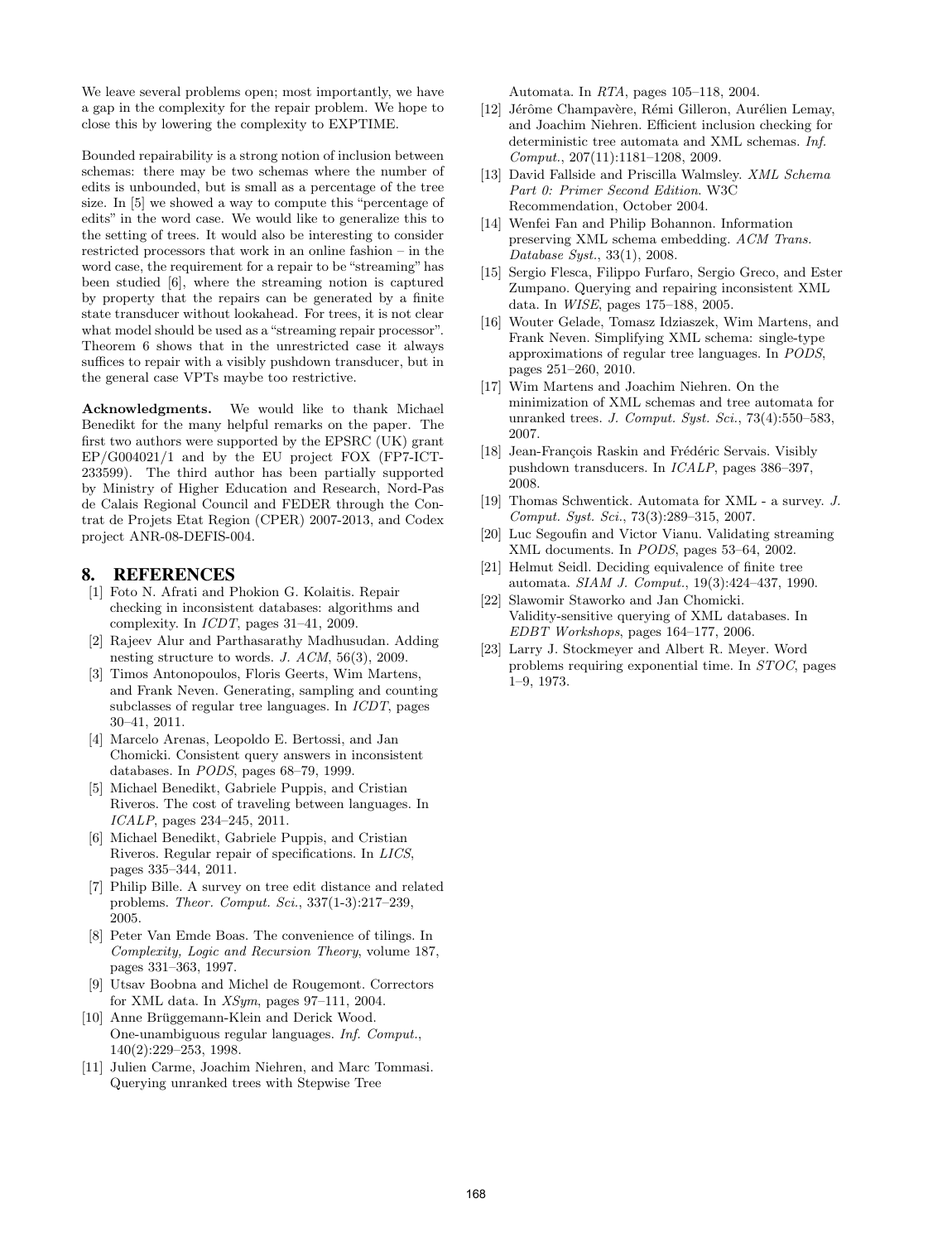We leave several problems open; most importantly, we have a gap in the complexity for the repair problem. We hope to close this by lowering the complexity to EXPTIME.

Bounded repairability is a strong notion of inclusion between schemas: there may be two schemas where the number of edits is unbounded, but is small as a percentage of the tree size. In [5] we showed a way to compute this "percentage of edits" in the word case. We would like to generalize this to the setting of trees. It would also be interesting to consider restricted processors that work in an online fashion – in the word case, the requirement for a repair to be "streaming" has been studied [6], where the streaming notion is captured by property that the repairs can be generated by a finite state transducer without lookahead. For trees, it is not clear what model should be used as a "streaming repair processor". Theorem 6 shows that in the unrestricted case it always suffices to repair with a visibly pushdown transducer, but in the general case VPTs maybe too restrictive.

**Acknowledgments.** We would like to thank Michael Benedikt for the many helpful remarks on the paper. The first two authors were supported by the EPSRC (UK) grant EP/G004021/1 and by the EU project FOX (FP7-ICT-233599). The third author has been partially supported by Ministry of Higher Education and Research, Nord-Pas de Calais Regional Council and FEDER through the Contrat de Projets Etat Region (CPER) 2007-2013, and Codex project ANR-08-DEFIS-004.

# 8. REFERENCES

[1] Foto N. Afrati and Phokion G. Kolaitis. Repair checking in inconsistent databases: algorithms and complexity. In *ICDT*, pages 31–41, 2009.

[2] Rajeev Alur and Parthasarathy Madhusudan. Adding nesting structure to words. *J. ACM*, 56(3), 2009.

[3] Timos Antonopoulos, Floris Geerts, Wim Martens, and Frank Neven. Generating, sampling and counting subclasses of regular tree languages. In *ICDT*, pages 30–41, 2011.

[4] Marcelo Arenas, Leopoldo E. Bertossi, and Jan Chomicki. Consistent query answers in inconsistent databases. In *PODS*, pages 68–79, 1999.

[5] Michael Benedikt, Gabriele Puppis, and Cristian Riveros. The cost of traveling between languages. In *ICALP*, pages 234–245, 2011.

[6] Michael Benedikt, Gabriele Puppis, and Cristian Riveros. Regular repair of specifications. In *LICS*, pages 335–344, 2011.

[7] Philip Bille. A survey on tree edit distance and related problems. *Theor. Comput. Sci.*, 337(1-3):217–239, 2005.

[8] Peter Van Emde Boas. The convenience of tilings. In *Complexity, Logic and Recursion Theory*, volume 187, pages 331–363, 1997.

[9] Utsav Boobna and Michel de Rougemont. Correctors for XML data. In *XSym*, pages 97–111, 2004.

[10] Anne Brüggemann-Klein and Derick Wood. One-unambiguous regular languages. *Inf. Comput.*, 140(2):229–253, 1998.

[11] Julien Carme, Joachim Niehren, and Marc Tommasi. Querying unranked trees with Stepwise Tree Automata. In *RTA*, pages 105–118, 2004.

[12] Jérôme Champavère, Rémi Gilleron, Aurélien Lemay, and Joachim Niehren. Efficient inclusion checking for deterministic tree automata and XML schemas. *Inf. Comput.*, 207(11):1181–1208, 2009.

[13] David Fallside and Priscilla Walmsley. *XML Schema Part 0: Primer Second Edition*. W3C Recommendation, October 2004.

[14] Wenfei Fan and Philip Bohannon. Information preserving XML schema embedding. *ACM Trans. Database Syst.*, 33(1), 2008.

[15] Sergio Flesca, Filippo Furfaro, Sergio Greco, and Ester Zumpano. Querying and repairing inconsistent XML data. In *WISE*, pages 175–188, 2005.

[16] Wouter Gelade, Tomasz Idziaszek, Wim Martens, and Frank Neven. Simplifying XML schema: single-type approximations of regular tree languages. In *PODS*, pages 251–260, 2010.

[17] Wim Martens and Joachim Niehren. On the minimization of XML schemas and tree automata for unranked trees. *J. Comput. Syst. Sci.*, 73(4):550–583, 2007.

[18] Jean-François Raskin and Frédéric Servais. Visibly pushdown transducers. In *ICALP*, pages 386–397, 2008.

[19] Thomas Schwentick. Automata for XML - a survey. *J. Comput. Syst. Sci.*, 73(3):289–315, 2007.

[20] Luc Segoufin and Victor Vianu. Validating streaming XML documents. In *PODS*, pages 53–64, 2002.

[21] Helmut Seidl. Deciding equivalence of finite tree automata. *SIAM J. Comput.*, 19(3):424–437, 1990.

[22] Slawomir Staworko and Jan Chomicki. Validity-sensitive querying of XML databases. In *EDBT Workshops*, pages 164–177, 2006.

[23] Larry J. Stockmeyer and Albert R. Meyer. Word problems requiring exponential time. In *STOC*, pages 1–9, 1973.